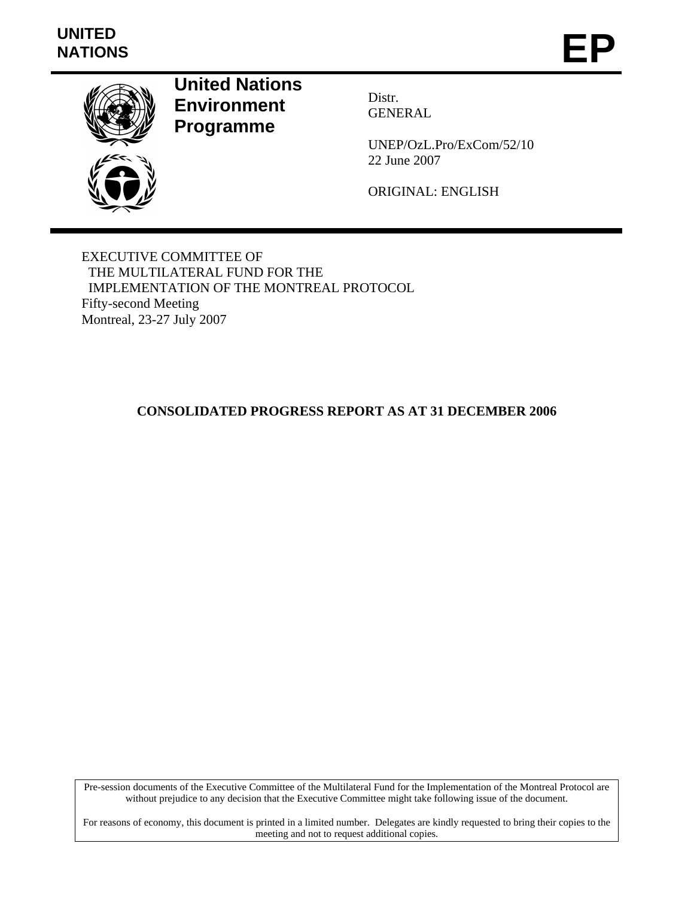UNITED NATIONS

# EP

**United Nations Environment Programme**

Distr.
GENERAL

UNEP/OzL.Pro/ExCom/52/10
22 June 2007

ORIGINAL: ENGLISH

EXECUTIVE COMMITTEE OF
THE MULTILATERAL FUND FOR THE
IMPLEMENTATION OF THE MONTREAL PROTOCOL
Fifty-second Meeting
Montreal, 23-27 July 2007

## CONSOLIDATED PROGRESS REPORT AS AT 31 DECEMBER 2006

Pre-session documents of the Executive Committee of the Multilateral Fund for the Implementation of the Montreal Protocol are without prejudice to any decision that the Executive Committee might take following issue of the document.

For reasons of economy, this document is printed in a limited number. Delegates are kindly requested to bring their copies to the meeting and not to request additional copies.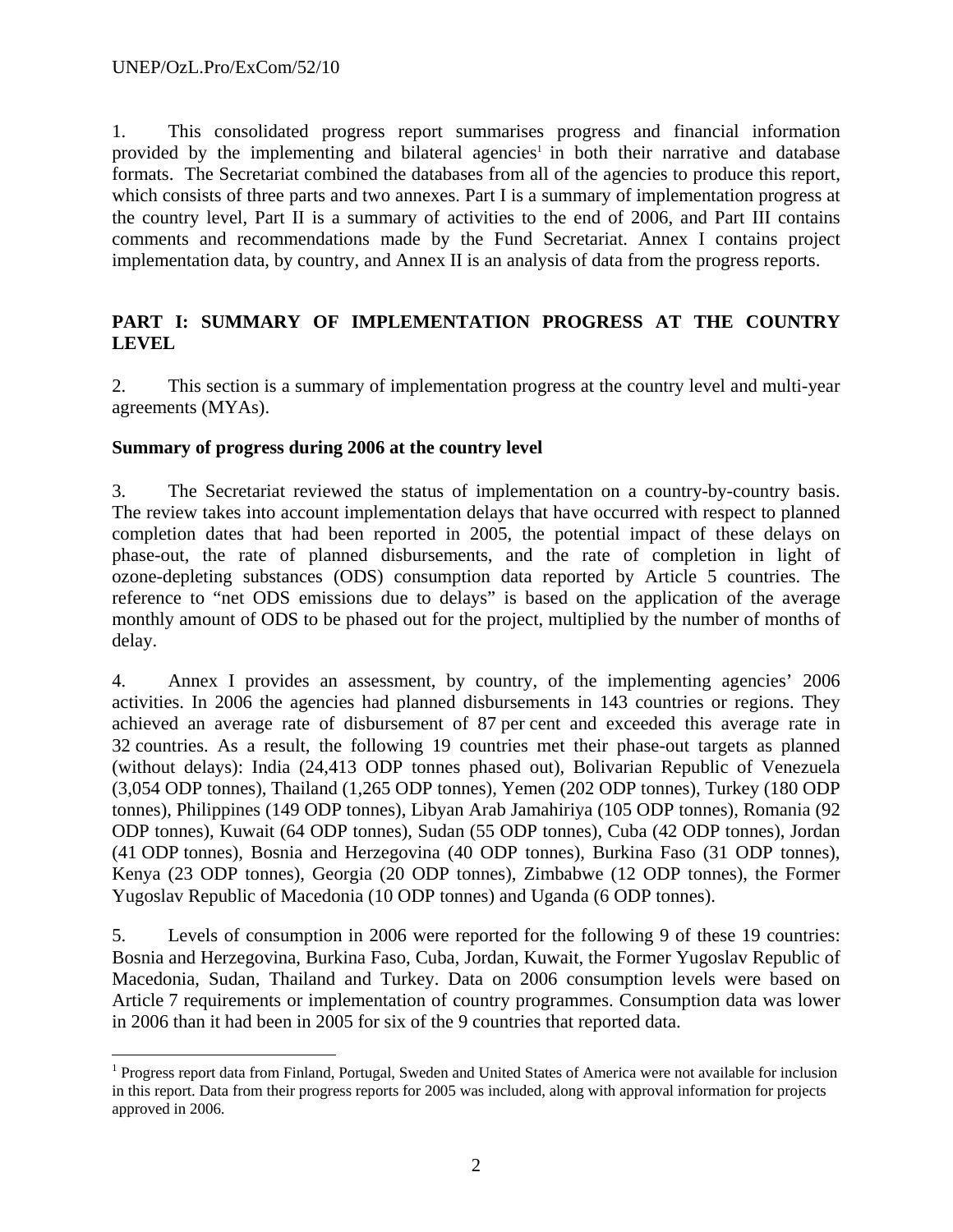1. This consolidated progress report summarises progress and financial information provided by the implementing and bilateral agencies[1] in both their narrative and database formats. The Secretariat combined the databases from all of the agencies to produce this report, which consists of three parts and two annexes. Part I is a summary of implementation progress at the country level, Part II is a summary of activities to the end of 2006, and Part III contains comments and recommendations made by the Fund Secretariat. Annex I contains project implementation data, by country, and Annex II is an analysis of data from the progress reports.

## PART I: SUMMARY OF IMPLEMENTATION PROGRESS AT THE COUNTRY LEVEL

2. This section is a summary of implementation progress at the country level and multi-year agreements (MYAs).

### Summary of progress during 2006 at the country level

3. The Secretariat reviewed the status of implementation on a country-by-country basis. The review takes into account implementation delays that have occurred with respect to planned completion dates that had been reported in 2005, the potential impact of these delays on phase-out, the rate of planned disbursements, and the rate of completion in light of ozone-depleting substances (ODS) consumption data reported by Article 5 countries. The reference to "net ODS emissions due to delays" is based on the application of the average monthly amount of ODS to be phased out for the project, multiplied by the number of months of delay.

4. Annex I provides an assessment, by country, of the implementing agencies' 2006 activities. In 2006 the agencies had planned disbursements in 143 countries or regions. They achieved an average rate of disbursement of 87 per cent and exceeded this average rate in 32 countries. As a result, the following 19 countries met their phase-out targets as planned (without delays): India (24,413 ODP tonnes phased out), Bolivarian Republic of Venezuela (3,054 ODP tonnes), Thailand (1,265 ODP tonnes), Yemen (202 ODP tonnes), Turkey (180 ODP tonnes), Philippines (149 ODP tonnes), Libyan Arab Jamahiriya (105 ODP tonnes), Romania (92 ODP tonnes), Kuwait (64 ODP tonnes), Sudan (55 ODP tonnes), Cuba (42 ODP tonnes), Jordan (41 ODP tonnes), Bosnia and Herzegovina (40 ODP tonnes), Burkina Faso (31 ODP tonnes), Kenya (23 ODP tonnes), Georgia (20 ODP tonnes), Zimbabwe (12 ODP tonnes), the Former Yugoslav Republic of Macedonia (10 ODP tonnes) and Uganda (6 ODP tonnes).

5. Levels of consumption in 2006 were reported for the following 9 of these 19 countries: Bosnia and Herzegovina, Burkina Faso, Cuba, Jordan, Kuwait, the Former Yugoslav Republic of Macedonia, Sudan, Thailand and Turkey. Data on 2006 consumption levels were based on Article 7 requirements or implementation of country programmes. Consumption data was lower in 2006 than it had been in 2005 for six of the 9 countries that reported data.

---

[1] Progress report data from Finland, Portugal, Sweden and United States of America were not available for inclusion in this report. Data from their progress reports for 2005 was included, along with approval information for projects approved in 2006.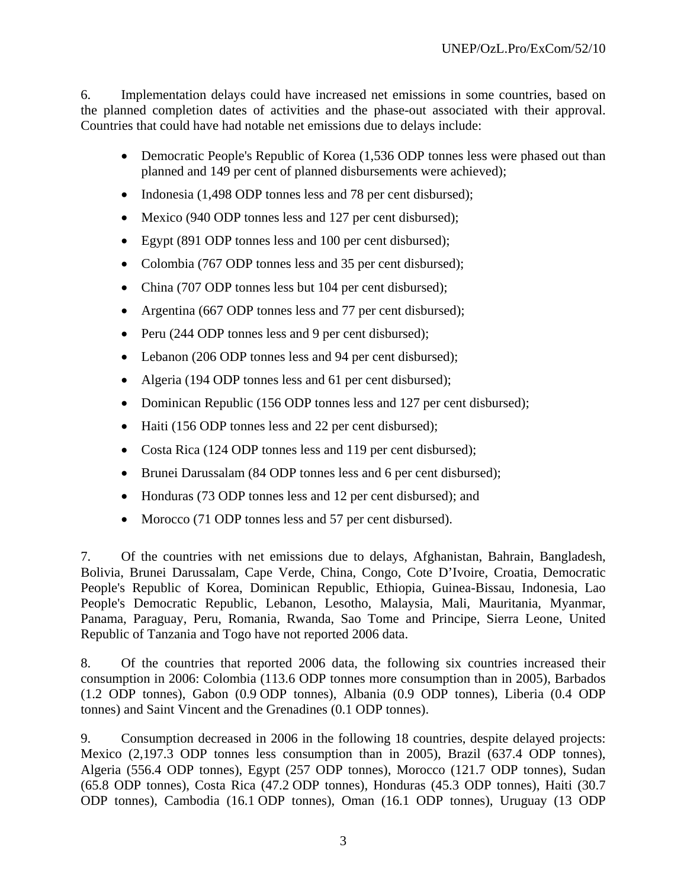6. Implementation delays could have increased net emissions in some countries, based on the planned completion dates of activities and the phase-out associated with their approval. Countries that could have had notable net emissions due to delays include:

- Democratic People's Republic of Korea (1,536 ODP tonnes less were phased out than planned and 149 per cent of planned disbursements were achieved);
- Indonesia (1,498 ODP tonnes less and 78 per cent disbursed);
- Mexico (940 ODP tonnes less and 127 per cent disbursed);
- Egypt (891 ODP tonnes less and 100 per cent disbursed);
- Colombia (767 ODP tonnes less and 35 per cent disbursed);
- China (707 ODP tonnes less but 104 per cent disbursed);
- Argentina (667 ODP tonnes less and 77 per cent disbursed);
- Peru (244 ODP tonnes less and 9 per cent disbursed);
- Lebanon (206 ODP tonnes less and 94 per cent disbursed);
- Algeria (194 ODP tonnes less and 61 per cent disbursed);
- Dominican Republic (156 ODP tonnes less and 127 per cent disbursed);
- Haiti (156 ODP tonnes less and 22 per cent disbursed);
- Costa Rica (124 ODP tonnes less and 119 per cent disbursed);
- Brunei Darussalam (84 ODP tonnes less and 6 per cent disbursed);
- Honduras (73 ODP tonnes less and 12 per cent disbursed); and
- Morocco (71 ODP tonnes less and 57 per cent disbursed).

7. Of the countries with net emissions due to delays, Afghanistan, Bahrain, Bangladesh, Bolivia, Brunei Darussalam, Cape Verde, China, Congo, Cote D'Ivoire, Croatia, Democratic People's Republic of Korea, Dominican Republic, Ethiopia, Guinea-Bissau, Indonesia, Lao People's Democratic Republic, Lebanon, Lesotho, Malaysia, Mali, Mauritania, Myanmar, Panama, Paraguay, Peru, Romania, Rwanda, Sao Tome and Principe, Sierra Leone, United Republic of Tanzania and Togo have not reported 2006 data.

8. Of the countries that reported 2006 data, the following six countries increased their consumption in 2006: Colombia (113.6 ODP tonnes more consumption than in 2005), Barbados (1.2 ODP tonnes), Gabon (0.9 ODP tonnes), Albania (0.9 ODP tonnes), Liberia (0.4 ODP tonnes) and Saint Vincent and the Grenadines (0.1 ODP tonnes).

9. Consumption decreased in 2006 in the following 18 countries, despite delayed projects: Mexico (2,197.3 ODP tonnes less consumption than in 2005), Brazil (637.4 ODP tonnes), Algeria (556.4 ODP tonnes), Egypt (257 ODP tonnes), Morocco (121.7 ODP tonnes), Sudan (65.8 ODP tonnes), Costa Rica (47.2 ODP tonnes), Honduras (45.3 ODP tonnes), Haiti (30.7 ODP tonnes), Cambodia (16.1 ODP tonnes), Oman (16.1 ODP tonnes), Uruguay (13 ODP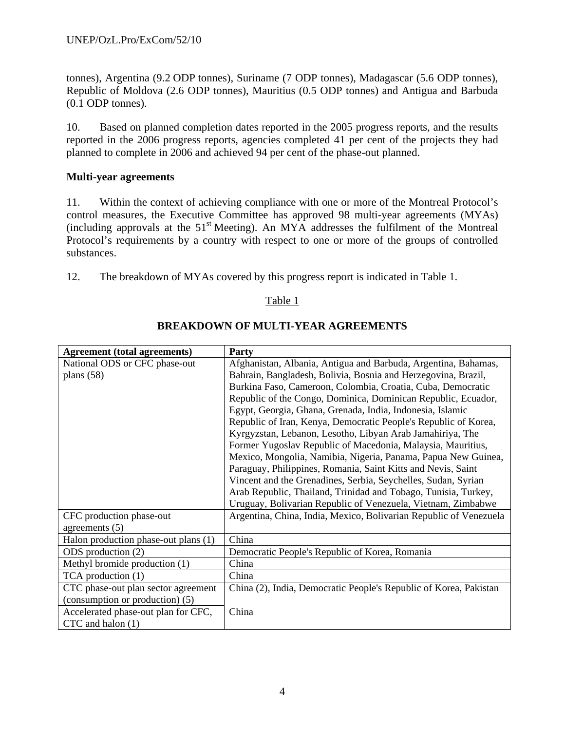tonnes), Argentina (9.2 ODP tonnes), Suriname (7 ODP tonnes), Madagascar (5.6 ODP tonnes), Republic of Moldova (2.6 ODP tonnes), Mauritius (0.5 ODP tonnes) and Antigua and Barbuda (0.1 ODP tonnes).

10. Based on planned completion dates reported in the 2005 progress reports, and the results reported in the 2006 progress reports, agencies completed 41 per cent of the projects they had planned to complete in 2006 and achieved 94 per cent of the phase-out planned.

**Multi-year agreements**

11. Within the context of achieving compliance with one or more of the Montreal Protocol's control measures, the Executive Committee has approved 98 multi-year agreements (MYAs) (including approvals at the 51st Meeting). An MYA addresses the fulfilment of the Montreal Protocol's requirements by a country with respect to one or more of the groups of controlled substances.

12. The breakdown of MYAs covered by this progress report is indicated in Table 1.

Table 1

**BREAKDOWN OF MULTI-YEAR AGREEMENTS**

| Agreement (total agreements) | Party |
|---|---|
| National ODS or CFC phase-out plans (58) | Afghanistan, Albania, Antigua and Barbuda, Argentina, Bahamas, Bahrain, Bangladesh, Bolivia, Bosnia and Herzegovina, Brazil, Burkina Faso, Cameroon, Colombia, Croatia, Cuba, Democratic Republic of the Congo, Dominica, Dominican Republic, Ecuador, Egypt, Georgia, Ghana, Grenada, India, Indonesia, Islamic Republic of Iran, Kenya, Democratic People's Republic of Korea, Kyrgyzstan, Lebanon, Lesotho, Libyan Arab Jamahiriya, The Former Yugoslav Republic of Macedonia, Malaysia, Mauritius, Mexico, Mongolia, Namibia, Nigeria, Panama, Papua New Guinea, Paraguay, Philippines, Romania, Saint Kitts and Nevis, Saint Vincent and the Grenadines, Serbia, Seychelles, Sudan, Syrian Arab Republic, Thailand, Trinidad and Tobago, Tunisia, Turkey, Uruguay, Bolivarian Republic of Venezuela, Vietnam, Zimbabwe |
| CFC production phase-out agreements (5) | Argentina, China, India, Mexico, Bolivarian Republic of Venezuela |
| Halon production phase-out plans (1) | China |
| ODS production (2) | Democratic People's Republic of Korea, Romania |
| Methyl bromide production (1) | China |
| TCA production (1) | China |
| CTC phase-out plan sector agreement (consumption or production) (5) | China (2), India, Democratic People's Republic of Korea, Pakistan |
| Accelerated phase-out plan for CFC, CTC and halon (1) | China |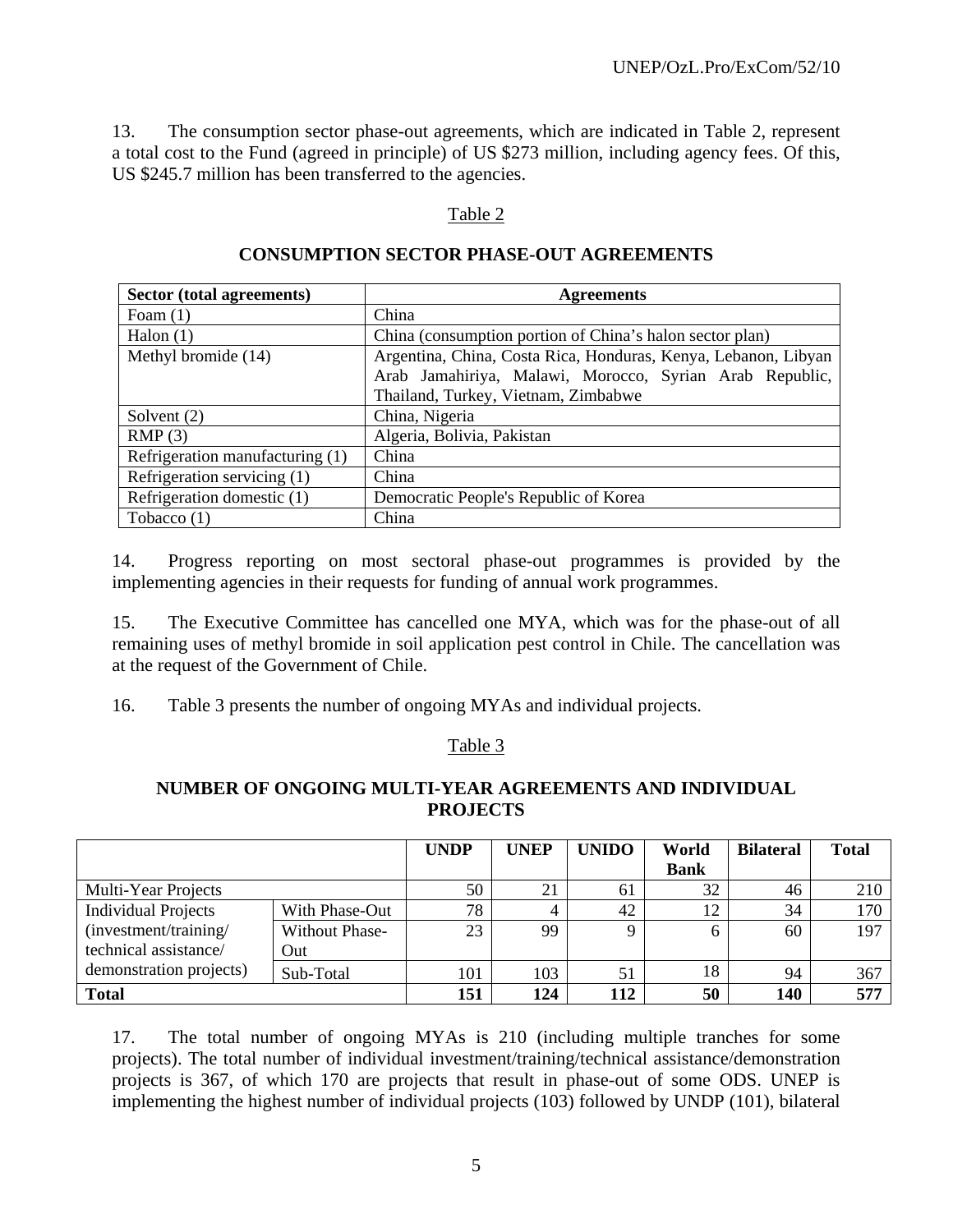13. The consumption sector phase-out agreements, which are indicated in Table 2, represent a total cost to the Fund (agreed in principle) of US $273 million, including agency fees. Of this, US $245.7 million has been transferred to the agencies.

Table 2

**CONSUMPTION SECTOR PHASE-OUT AGREEMENTS**

| Sector (total agreements) | Agreements |
|---|---|
| Foam (1) | China |
| Halon (1) | China (consumption portion of China's halon sector plan) |
| Methyl bromide (14) | Argentina, China, Costa Rica, Honduras, Kenya, Lebanon, Libyan Arab Jamahiriya, Malawi, Morocco, Syrian Arab Republic, Thailand, Turkey, Vietnam, Zimbabwe |
| Solvent (2) | China, Nigeria |
| RMP (3) | Algeria, Bolivia, Pakistan |
| Refrigeration manufacturing (1) | China |
| Refrigeration servicing (1) | China |
| Refrigeration domestic (1) | Democratic People's Republic of Korea |
| Tobacco (1) | China |

14. Progress reporting on most sectoral phase-out programmes is provided by the implementing agencies in their requests for funding of annual work programmes.

15. The Executive Committee has cancelled one MYA, which was for the phase-out of all remaining uses of methyl bromide in soil application pest control in Chile. The cancellation was at the request of the Government of Chile.

16. Table 3 presents the number of ongoing MYAs and individual projects.

Table 3

**NUMBER OF ONGOING MULTI-YEAR AGREEMENTS AND INDIVIDUAL PROJECTS**

| | | UNDP | UNEP | UNIDO | World Bank | Bilateral | Total |
|---|---|---|---|---|---|---|---|
| Multi-Year Projects | | 50 | 21 | 61 | 32 | 46 | 210 |
| Individual Projects (investment/training/ technical assistance/ demonstration projects) | With Phase-Out | 78 | 4 | 42 | 12 | 34 | 170 |
| | Without Phase-Out | 23 | 99 | 9 | 6 | 60 | 197 |
| | Sub-Total | 101 | 103 | 51 | 18 | 94 | 367 |
| **Total** | | **151** | **124** | **112** | **50** | **140** | **577** |

17. The total number of ongoing MYAs is 210 (including multiple tranches for some projects). The total number of individual investment/training/technical assistance/demonstration projects is 367, of which 170 are projects that result in phase-out of some ODS. UNEP is implementing the highest number of individual projects (103) followed by UNDP (101), bilateral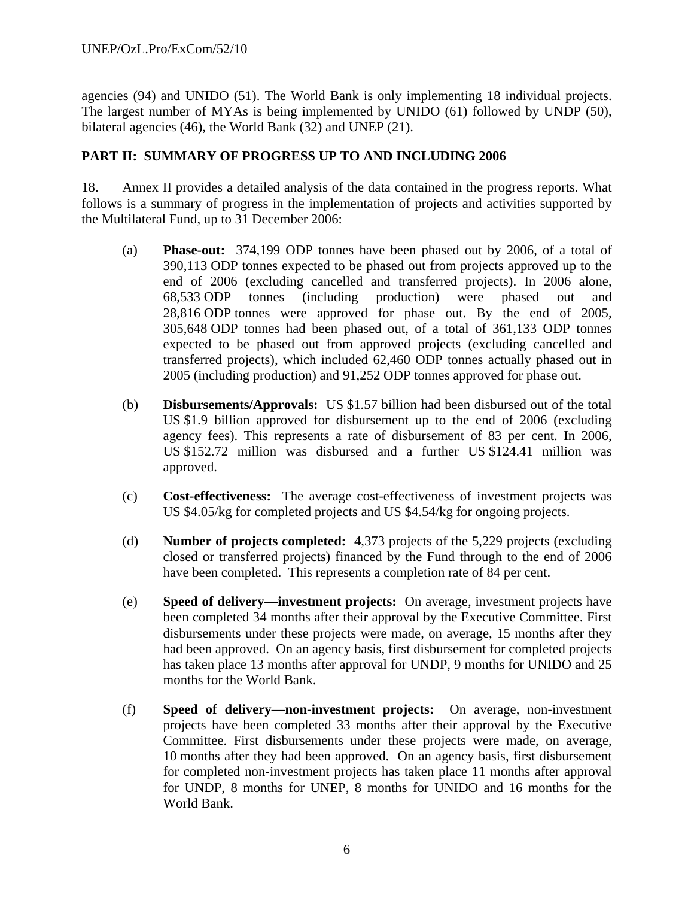agencies (94) and UNIDO (51). The World Bank is only implementing 18 individual projects. The largest number of MYAs is being implemented by UNIDO (61) followed by UNDP (50), bilateral agencies (46), the World Bank (32) and UNEP (21).

## PART II: SUMMARY OF PROGRESS UP TO AND INCLUDING 2006

18. Annex II provides a detailed analysis of the data contained in the progress reports. What follows is a summary of progress in the implementation of projects and activities supported by the Multilateral Fund, up to 31 December 2006:

(a) **Phase-out:** 374,199 ODP tonnes have been phased out by 2006, of a total of 390,113 ODP tonnes expected to be phased out from projects approved up to the end of 2006 (excluding cancelled and transferred projects). In 2006 alone, 68,533 ODP tonnes (including production) were phased out and 28,816 ODP tonnes were approved for phase out. By the end of 2005, 305,648 ODP tonnes had been phased out, of a total of 361,133 ODP tonnes expected to be phased out from approved projects (excluding cancelled and transferred projects), which included 62,460 ODP tonnes actually phased out in 2005 (including production) and 91,252 ODP tonnes approved for phase out.

(b) **Disbursements/Approvals:** US $1.57 billion had been disbursed out of the total US $1.9 billion approved for disbursement up to the end of 2006 (excluding agency fees). This represents a rate of disbursement of 83 per cent. In 2006, US $152.72 million was disbursed and a further US $124.41 million was approved.

(c) **Cost-effectiveness:** The average cost-effectiveness of investment projects was US $4.05/kg for completed projects and US $4.54/kg for ongoing projects.

(d) **Number of projects completed:** 4,373 projects of the 5,229 projects (excluding closed or transferred projects) financed by the Fund through to the end of 2006 have been completed. This represents a completion rate of 84 per cent.

(e) **Speed of delivery—investment projects:** On average, investment projects have been completed 34 months after their approval by the Executive Committee. First disbursements under these projects were made, on average, 15 months after they had been approved. On an agency basis, first disbursement for completed projects has taken place 13 months after approval for UNDP, 9 months for UNIDO and 25 months for the World Bank.

(f) **Speed of delivery—non-investment projects:** On average, non-investment projects have been completed 33 months after their approval by the Executive Committee. First disbursements under these projects were made, on average, 10 months after they had been approved. On an agency basis, first disbursement for completed non-investment projects has taken place 11 months after approval for UNDP, 8 months for UNEP, 8 months for UNIDO and 16 months for the World Bank.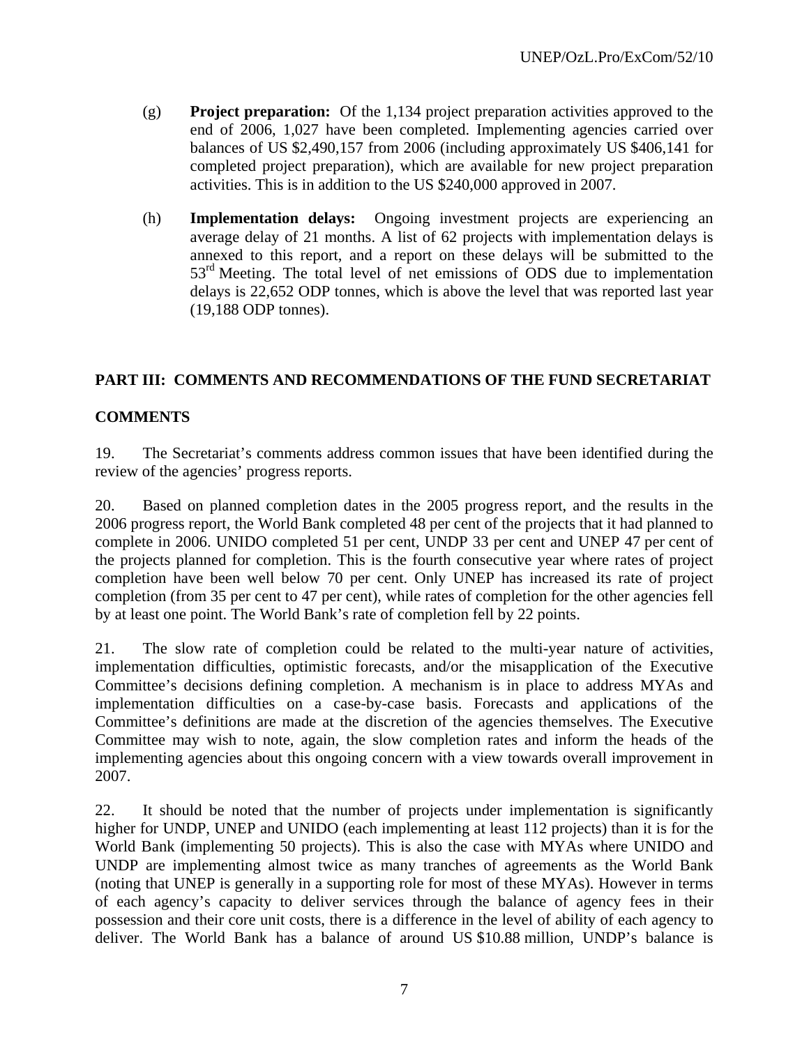(g) **Project preparation:** Of the 1,134 project preparation activities approved to the end of 2006, 1,027 have been completed. Implementing agencies carried over balances of US $2,490,157 from 2006 (including approximately US $406,141 for completed project preparation), which are available for new project preparation activities. This is in addition to the US $240,000 approved in 2007.

(h) **Implementation delays:** Ongoing investment projects are experiencing an average delay of 21 months. A list of 62 projects with implementation delays is annexed to this report, and a report on these delays will be submitted to the 53rd Meeting. The total level of net emissions of ODS due to implementation delays is 22,652 ODP tonnes, which is above the level that was reported last year (19,188 ODP tonnes).

## PART III: COMMENTS AND RECOMMENDATIONS OF THE FUND SECRETARIAT

### COMMENTS

19. The Secretariat's comments address common issues that have been identified during the review of the agencies' progress reports.

20. Based on planned completion dates in the 2005 progress report, and the results in the 2006 progress report, the World Bank completed 48 per cent of the projects that it had planned to complete in 2006. UNIDO completed 51 per cent, UNDP 33 per cent and UNEP 47 per cent of the projects planned for completion. This is the fourth consecutive year where rates of project completion have been well below 70 per cent. Only UNEP has increased its rate of project completion (from 35 per cent to 47 per cent), while rates of completion for the other agencies fell by at least one point. The World Bank's rate of completion fell by 22 points.

21. The slow rate of completion could be related to the multi-year nature of activities, implementation difficulties, optimistic forecasts, and/or the misapplication of the Executive Committee's decisions defining completion. A mechanism is in place to address MYAs and implementation difficulties on a case-by-case basis. Forecasts and applications of the Committee's definitions are made at the discretion of the agencies themselves. The Executive Committee may wish to note, again, the slow completion rates and inform the heads of the implementing agencies about this ongoing concern with a view towards overall improvement in 2007.

22. It should be noted that the number of projects under implementation is significantly higher for UNDP, UNEP and UNIDO (each implementing at least 112 projects) than it is for the World Bank (implementing 50 projects). This is also the case with MYAs where UNIDO and UNDP are implementing almost twice as many tranches of agreements as the World Bank (noting that UNEP is generally in a supporting role for most of these MYAs). However in terms of each agency's capacity to deliver services through the balance of agency fees in their possession and their core unit costs, there is a difference in the level of ability of each agency to deliver. The World Bank has a balance of around US $10.88 million, UNDP's balance is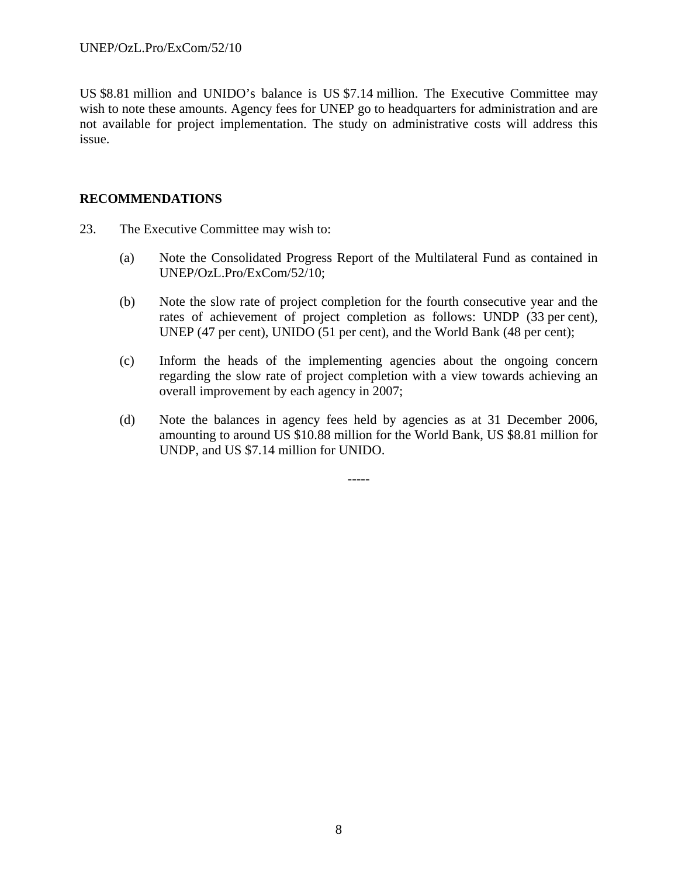US $8.81 million and UNIDO's balance is US $7.14 million. The Executive Committee may wish to note these amounts. Agency fees for UNEP go to headquarters for administration and are not available for project implementation. The study on administrative costs will address this issue.

## RECOMMENDATIONS

23. The Executive Committee may wish to:

    (a) Note the Consolidated Progress Report of the Multilateral Fund as contained in UNEP/OzL.Pro/ExCom/52/10;

    (b) Note the slow rate of project completion for the fourth consecutive year and the rates of achievement of project completion as follows: UNDP (33 per cent), UNEP (47 per cent), UNIDO (51 per cent), and the World Bank (48 per cent);

    (c) Inform the heads of the implementing agencies about the ongoing concern regarding the slow rate of project completion with a view towards achieving an overall improvement by each agency in 2007;

    (d) Note the balances in agency fees held by agencies as at 31 December 2006, amounting to around US $10.88 million for the World Bank, US $8.81 million for UNDP, and US $7.14 million for UNIDO.

-----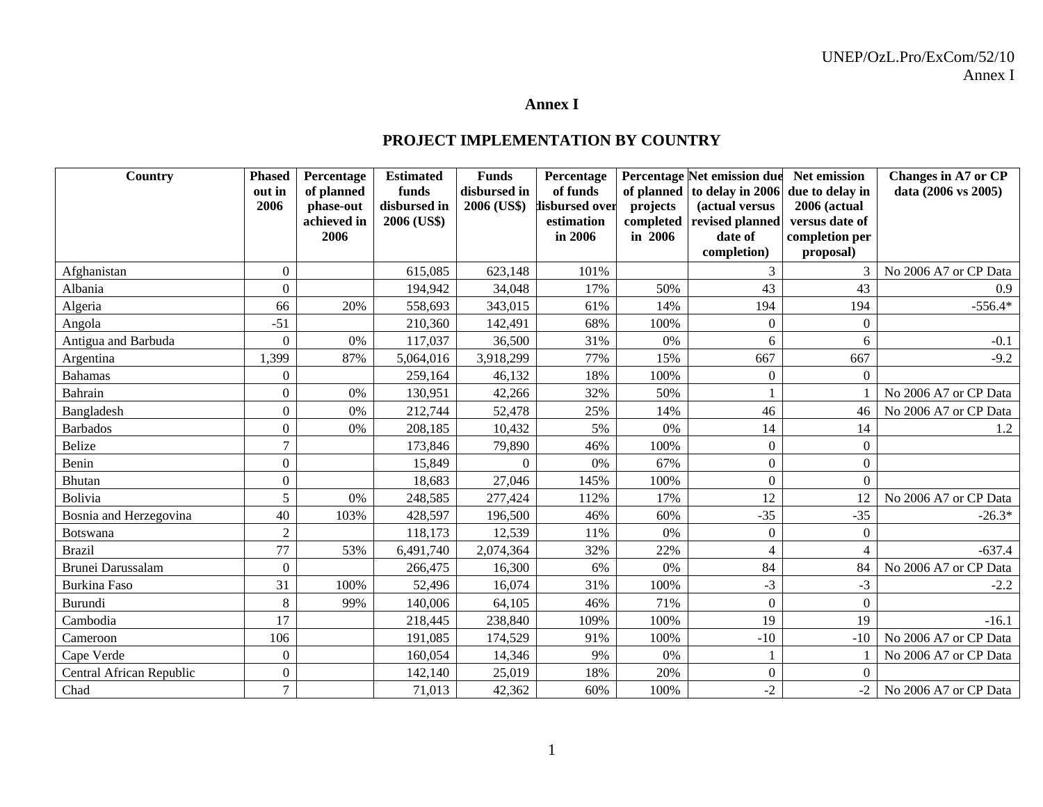# Annex I

## PROJECT IMPLEMENTATION BY COUNTRY

| Country | Phased out in 2006 | Percentage of planned phase-out achieved in 2006 | Estimated funds disbursed in 2006 (US$) | Funds disbursed in 2006 (US$) | Percentage of funds disbursed over estimation in 2006 | Percentage of planned projects completed in 2006 | Net emission due to delay in 2006 (actual versus revised planned date of completion) | Net emission due to delay in 2006 (actual versus date of completion per proposal) | Changes in A7 or CP data (2006 vs 2005) |
|---|---|---|---|---|---|---|---|---|---|
| Afghanistan | 0 | | 615,085 | 623,148 | 101% | | 3 | 3 | No 2006 A7 or CP Data |
| Albania | 0 | | 194,942 | 34,048 | 17% | 50% | 43 | 43 | 0.9 |
| Algeria | 66 | 20% | 558,693 | 343,015 | 61% | 14% | 194 | 194 | -556.4* |
| Angola | -51 | | 210,360 | 142,491 | 68% | 100% | 0 | 0 | |
| Antigua and Barbuda | 0 | 0% | 117,037 | 36,500 | 31% | 0% | 6 | 6 | -0.1 |
| Argentina | 1,399 | 87% | 5,064,016 | 3,918,299 | 77% | 15% | 667 | 667 | -9.2 |
| Bahamas | 0 | | 259,164 | 46,132 | 18% | 100% | 0 | 0 | |
| Bahrain | 0 | 0% | 130,951 | 42,266 | 32% | 50% | 1 | 1 | No 2006 A7 or CP Data |
| Bangladesh | 0 | 0% | 212,744 | 52,478 | 25% | 14% | 46 | 46 | No 2006 A7 or CP Data |
| Barbados | 0 | 0% | 208,185 | 10,432 | 5% | 0% | 14 | 14 | 1.2 |
| Belize | 7 | | 173,846 | 79,890 | 46% | 100% | 0 | 0 | |
| Benin | 0 | | 15,849 | 0 | 0% | 67% | 0 | 0 | |
| Bhutan | 0 | | 18,683 | 27,046 | 145% | 100% | 0 | 0 | |
| Bolivia | 5 | 0% | 248,585 | 277,424 | 112% | 17% | 12 | 12 | No 2006 A7 or CP Data |
| Bosnia and Herzegovina | 40 | 103% | 428,597 | 196,500 | 46% | 60% | -35 | -35 | -26.3* |
| Botswana | 2 | | 118,173 | 12,539 | 11% | 0% | 0 | 0 | |
| Brazil | 77 | 53% | 6,491,740 | 2,074,364 | 32% | 22% | 4 | 4 | -637.4 |
| Brunei Darussalam | 0 | | 266,475 | 16,300 | 6% | 0% | 84 | 84 | No 2006 A7 or CP Data |
| Burkina Faso | 31 | 100% | 52,496 | 16,074 | 31% | 100% | -3 | -3 | -2.2 |
| Burundi | 8 | 99% | 140,006 | 64,105 | 46% | 71% | 0 | 0 | |
| Cambodia | 17 | | 218,445 | 238,840 | 109% | 100% | 19 | 19 | -16.1 |
| Cameroon | 106 | | 191,085 | 174,529 | 91% | 100% | -10 | -10 | No 2006 A7 or CP Data |
| Cape Verde | 0 | | 160,054 | 14,346 | 9% | 0% | 1 | 1 | No 2006 A7 or CP Data |
| Central African Republic | 0 | | 142,140 | 25,019 | 18% | 20% | 0 | 0 | |
| Chad | 7 | | 71,013 | 42,362 | 60% | 100% | -2 | -2 | No 2006 A7 or CP Data |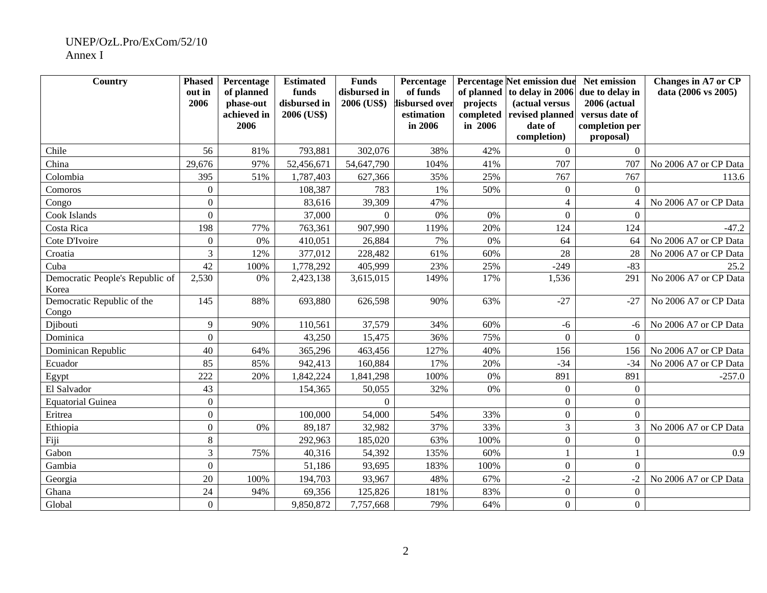| Country | Phased out in 2006 | Percentage of planned phase-out achieved in 2006 | Estimated funds disbursed in 2006 (US$) | Funds disbursed in 2006 (US$) | Percentage of funds disbursed over estimation in 2006 | Percentage of planned projects completed in 2006 | Net emission due to delay in 2006 (actual versus revised planned date of completion) | Net emission due to delay in 2006 (actual versus date of completion per proposal) | Changes in A7 or CP data (2006 vs 2005) |
|---|---|---|---|---|---|---|---|---|---|
| Chile | 56 | 81% | 793,881 | 302,076 | 38% | 42% | 0 | 0 | |
| China | 29,676 | 97% | 52,456,671 | 54,647,790 | 104% | 41% | 707 | 707 | No 2006 A7 or CP Data |
| Colombia | 395 | 51% | 1,787,403 | 627,366 | 35% | 25% | 767 | 767 | 113.6 |
| Comoros | 0 | | 108,387 | 783 | 1% | 50% | 0 | 0 | |
| Congo | 0 | | 83,616 | 39,309 | 47% | | 4 | 4 | No 2006 A7 or CP Data |
| Cook Islands | 0 | | 37,000 | 0 | 0% | 0% | 0 | 0 | |
| Costa Rica | 198 | 77% | 763,361 | 907,990 | 119% | 20% | 124 | 124 | -47.2 |
| Cote D'Ivoire | 0 | 0% | 410,051 | 26,884 | 7% | 0% | 64 | 64 | No 2006 A7 or CP Data |
| Croatia | 3 | 12% | 377,012 | 228,482 | 61% | 60% | 28 | 28 | No 2006 A7 or CP Data |
| Cuba | 42 | 100% | 1,778,292 | 405,999 | 23% | 25% | -249 | -83 | 25.2 |
| Democratic People's Republic of Korea | 2,530 | 0% | 2,423,138 | 3,615,015 | 149% | 17% | 1,536 | 291 | No 2006 A7 or CP Data |
| Democratic Republic of the Congo | 145 | 88% | 693,880 | 626,598 | 90% | 63% | -27 | -27 | No 2006 A7 or CP Data |
| Djibouti | 9 | 90% | 110,561 | 37,579 | 34% | 60% | -6 | -6 | No 2006 A7 or CP Data |
| Dominica | 0 | | 43,250 | 15,475 | 36% | 75% | 0 | 0 | |
| Dominican Republic | 40 | 64% | 365,296 | 463,456 | 127% | 40% | 156 | 156 | No 2006 A7 or CP Data |
| Ecuador | 85 | 85% | 942,413 | 160,884 | 17% | 20% | -34 | -34 | No 2006 A7 or CP Data |
| Egypt | 222 | 20% | 1,842,224 | 1,841,298 | 100% | 0% | 891 | 891 | -257.0 |
| El Salvador | 43 | | 154,365 | 50,055 | 32% | 0% | 0 | 0 | |
| Equatorial Guinea | 0 | | | 0 | | | 0 | 0 | |
| Eritrea | 0 | | 100,000 | 54,000 | 54% | 33% | 0 | 0 | |
| Ethiopia | 0 | 0% | 89,187 | 32,982 | 37% | 33% | 3 | 3 | No 2006 A7 or CP Data |
| Fiji | 8 | | 292,963 | 185,020 | 63% | 100% | 0 | 0 | |
| Gabon | 3 | 75% | 40,316 | 54,392 | 135% | 60% | 1 | 1 | 0.9 |
| Gambia | 0 | | 51,186 | 93,695 | 183% | 100% | 0 | 0 | |
| Georgia | 20 | 100% | 194,703 | 93,967 | 48% | 67% | -2 | -2 | No 2006 A7 or CP Data |
| Ghana | 24 | 94% | 69,356 | 125,826 | 181% | 83% | 0 | 0 | |
| Global | 0 | | 9,850,872 | 7,757,668 | 79% | 64% | 0 | 0 | |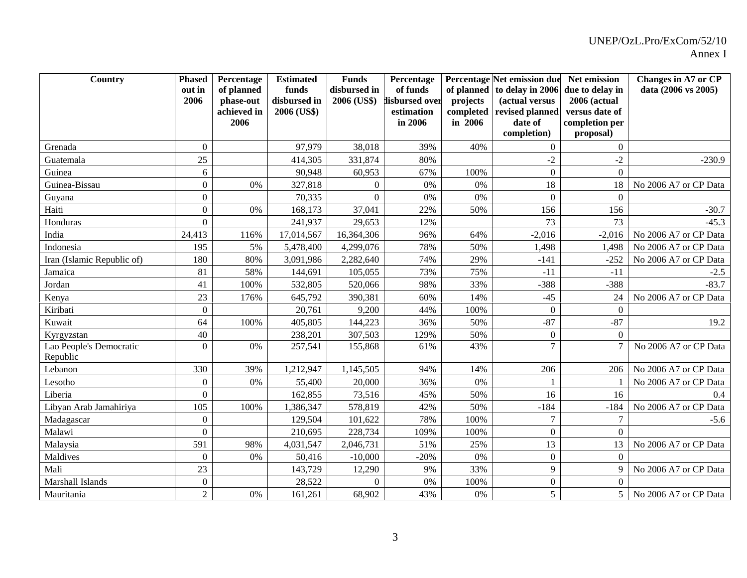| Country | Phased out in 2006 | Percentage of planned phase-out achieved in 2006 | Estimated funds disbursed in 2006 (US$) | Funds disbursed in 2006 (US$) | Percentage of funds disbursed over estimation in 2006 | Percentage of planned projects completed in 2006 | Net emission due to delay in 2006 (actual versus revised planned date of completion) | Net emission due to delay in 2006 (actual versus date of completion per proposal) | Changes in A7 or CP data (2006 vs 2005) |
|---|---|---|---|---|---|---|---|---|---|
| Grenada | 0 | | 97,979 | 38,018 | 39% | 40% | 0 | 0 | |
| Guatemala | 25 | | 414,305 | 331,874 | 80% | | -2 | -2 | -230.9 |
| Guinea | 6 | | 90,948 | 60,953 | 67% | 100% | 0 | 0 | |
| Guinea-Bissau | 0 | 0% | 327,818 | 0 | 0% | 0% | 18 | 18 | No 2006 A7 or CP Data |
| Guyana | 0 | | 70,335 | 0 | 0% | 0% | 0 | 0 | |
| Haiti | 0 | 0% | 168,173 | 37,041 | 22% | 50% | 156 | 156 | -30.7 |
| Honduras | 0 | | 241,937 | 29,653 | 12% | | 73 | 73 | -45.3 |
| India | 24,413 | 116% | 17,014,567 | 16,364,306 | 96% | 64% | -2,016 | -2,016 | No 2006 A7 or CP Data |
| Indonesia | 195 | 5% | 5,478,400 | 4,299,076 | 78% | 50% | 1,498 | 1,498 | No 2006 A7 or CP Data |
| Iran (Islamic Republic of) | 180 | 80% | 3,091,986 | 2,282,640 | 74% | 29% | -141 | -252 | No 2006 A7 or CP Data |
| Jamaica | 81 | 58% | 144,691 | 105,055 | 73% | 75% | -11 | -11 | -2.5 |
| Jordan | 41 | 100% | 532,805 | 520,066 | 98% | 33% | -388 | -388 | -83.7 |
| Kenya | 23 | 176% | 645,792 | 390,381 | 60% | 14% | -45 | 24 | No 2006 A7 or CP Data |
| Kiribati | 0 | | 20,761 | 9,200 | 44% | 100% | 0 | 0 | |
| Kuwait | 64 | 100% | 405,805 | 144,223 | 36% | 50% | -87 | -87 | 19.2 |
| Kyrgyzstan | 40 | | 238,201 | 307,503 | 129% | 50% | 0 | 0 | |
| Lao People's Democratic Republic | 0 | 0% | 257,541 | 155,868 | 61% | 43% | 7 | 7 | No 2006 A7 or CP Data |
| Lebanon | 330 | 39% | 1,212,947 | 1,145,505 | 94% | 14% | 206 | 206 | No 2006 A7 or CP Data |
| Lesotho | 0 | 0% | 55,400 | 20,000 | 36% | 0% | 1 | 1 | No 2006 A7 or CP Data |
| Liberia | 0 | | 162,855 | 73,516 | 45% | 50% | 16 | 16 | 0.4 |
| Libyan Arab Jamahiriya | 105 | 100% | 1,386,347 | 578,819 | 42% | 50% | -184 | -184 | No 2006 A7 or CP Data |
| Madagascar | 0 | | 129,504 | 101,622 | 78% | 100% | 7 | 7 | -5.6 |
| Malawi | 0 | | 210,695 | 228,734 | 109% | 100% | 0 | 0 | |
| Malaysia | 591 | 98% | 4,031,547 | 2,046,731 | 51% | 25% | 13 | 13 | No 2006 A7 or CP Data |
| Maldives | 0 | 0% | 50,416 | -10,000 | -20% | 0% | 0 | 0 | |
| Mali | 23 | | 143,729 | 12,290 | 9% | 33% | 9 | 9 | No 2006 A7 or CP Data |
| Marshall Islands | 0 | | 28,522 | 0 | 0% | 100% | 0 | 0 | |
| Mauritania | 2 | 0% | 161,261 | 68,902 | 43% | 0% | 5 | 5 | No 2006 A7 or CP Data |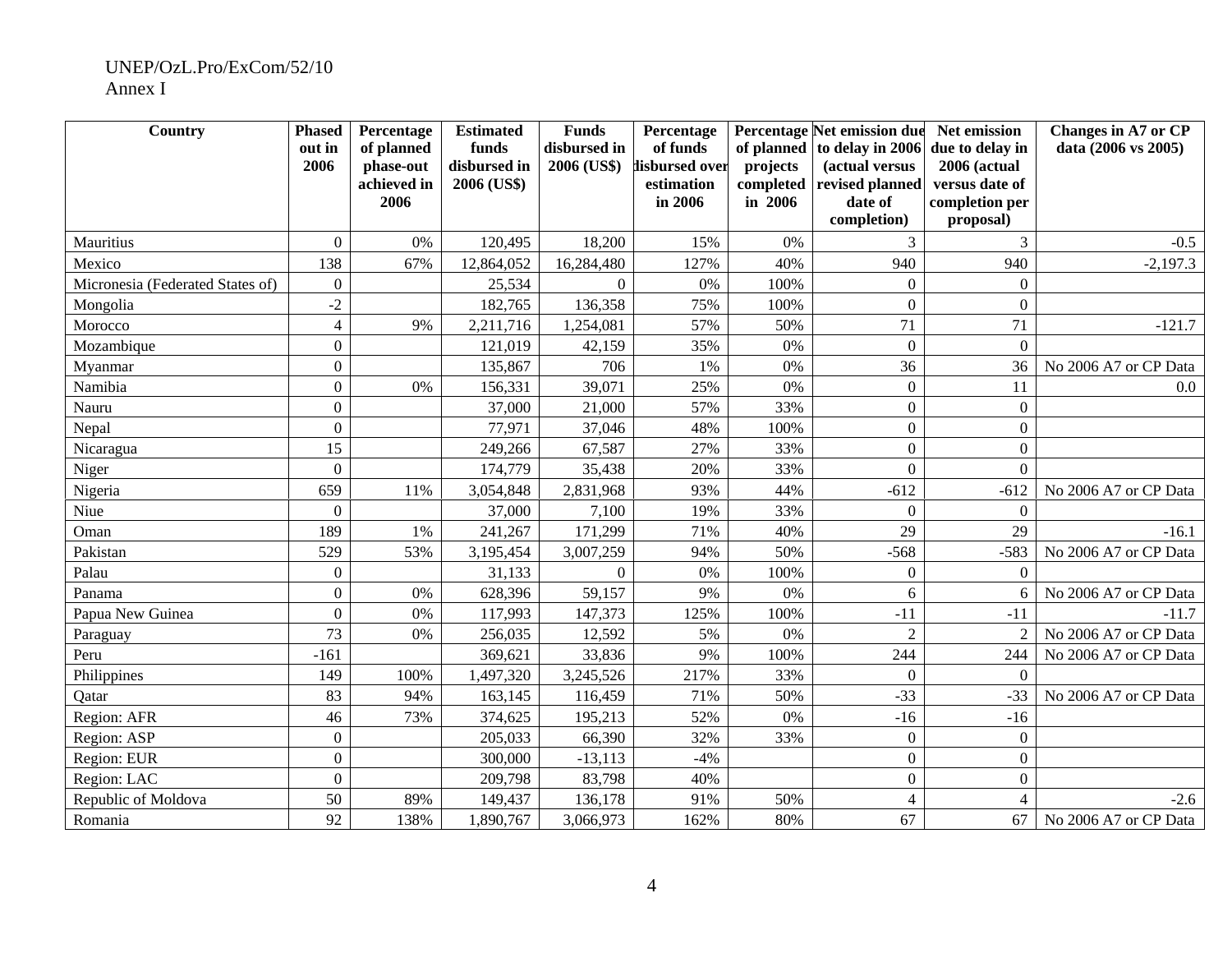| Country | Phased out in 2006 | Percentage of planned phase-out achieved in 2006 | Estimated funds disbursed in 2006 (US$) | Funds disbursed in 2006 (US$) | Percentage of funds disbursed over estimation in 2006 | Percentage of planned projects completed in 2006 | Net emission due to delay in 2006 (actual versus revised planned date of completion) | Net emission due to delay in 2006 (actual versus date of completion per proposal) | Changes in A7 or CP data (2006 vs 2005) |
|---|---|---|---|---|---|---|---|---|---|
| Mauritius | 0 | 0% | 120,495 | 18,200 | 15% | 0% | 3 | 3 | -0.5 |
| Mexico | 138 | 67% | 12,864,052 | 16,284,480 | 127% | 40% | 940 | 940 | -2,197.3 |
| Micronesia (Federated States of) | 0 | | 25,534 | 0 | 0% | 100% | 0 | 0 | |
| Mongolia | -2 | | 182,765 | 136,358 | 75% | 100% | 0 | 0 | |
| Morocco | 4 | 9% | 2,211,716 | 1,254,081 | 57% | 50% | 71 | 71 | -121.7 |
| Mozambique | 0 | | 121,019 | 42,159 | 35% | 0% | 0 | 0 | |
| Myanmar | 0 | | 135,867 | 706 | 1% | 0% | 36 | 36 | No 2006 A7 or CP Data |
| Namibia | 0 | 0% | 156,331 | 39,071 | 25% | 0% | 0 | 11 | 0.0 |
| Nauru | 0 | | 37,000 | 21,000 | 57% | 33% | 0 | 0 | |
| Nepal | 0 | | 77,971 | 37,046 | 48% | 100% | 0 | 0 | |
| Nicaragua | 15 | | 249,266 | 67,587 | 27% | 33% | 0 | 0 | |
| Niger | 0 | | 174,779 | 35,438 | 20% | 33% | 0 | 0 | |
| Nigeria | 659 | 11% | 3,054,848 | 2,831,968 | 93% | 44% | -612 | -612 | No 2006 A7 or CP Data |
| Niue | 0 | | 37,000 | 7,100 | 19% | 33% | 0 | 0 | |
| Oman | 189 | 1% | 241,267 | 171,299 | 71% | 40% | 29 | 29 | -16.1 |
| Pakistan | 529 | 53% | 3,195,454 | 3,007,259 | 94% | 50% | -568 | -583 | No 2006 A7 or CP Data |
| Palau | 0 | | 31,133 | 0 | 0% | 100% | 0 | 0 | |
| Panama | 0 | 0% | 628,396 | 59,157 | 9% | 0% | 6 | 6 | No 2006 A7 or CP Data |
| Papua New Guinea | 0 | 0% | 117,993 | 147,373 | 125% | 100% | -11 | -11 | -11.7 |
| Paraguay | 73 | 0% | 256,035 | 12,592 | 5% | 0% | 2 | 2 | No 2006 A7 or CP Data |
| Peru | -161 | | 369,621 | 33,836 | 9% | 100% | 244 | 244 | No 2006 A7 or CP Data |
| Philippines | 149 | 100% | 1,497,320 | 3,245,526 | 217% | 33% | 0 | 0 | |
| Qatar | 83 | 94% | 163,145 | 116,459 | 71% | 50% | -33 | -33 | No 2006 A7 or CP Data |
| Region: AFR | 46 | 73% | 374,625 | 195,213 | 52% | 0% | -16 | -16 | |
| Region: ASP | 0 | | 205,033 | 66,390 | 32% | 33% | 0 | 0 | |
| Region: EUR | 0 | | 300,000 | -13,113 | -4% | | 0 | 0 | |
| Region: LAC | 0 | | 209,798 | 83,798 | 40% | | 0 | 0 | |
| Republic of Moldova | 50 | 89% | 149,437 | 136,178 | 91% | 50% | 4 | 4 | -2.6 |
| Romania | 92 | 138% | 1,890,767 | 3,066,973 | 162% | 80% | 67 | 67 | No 2006 A7 or CP Data |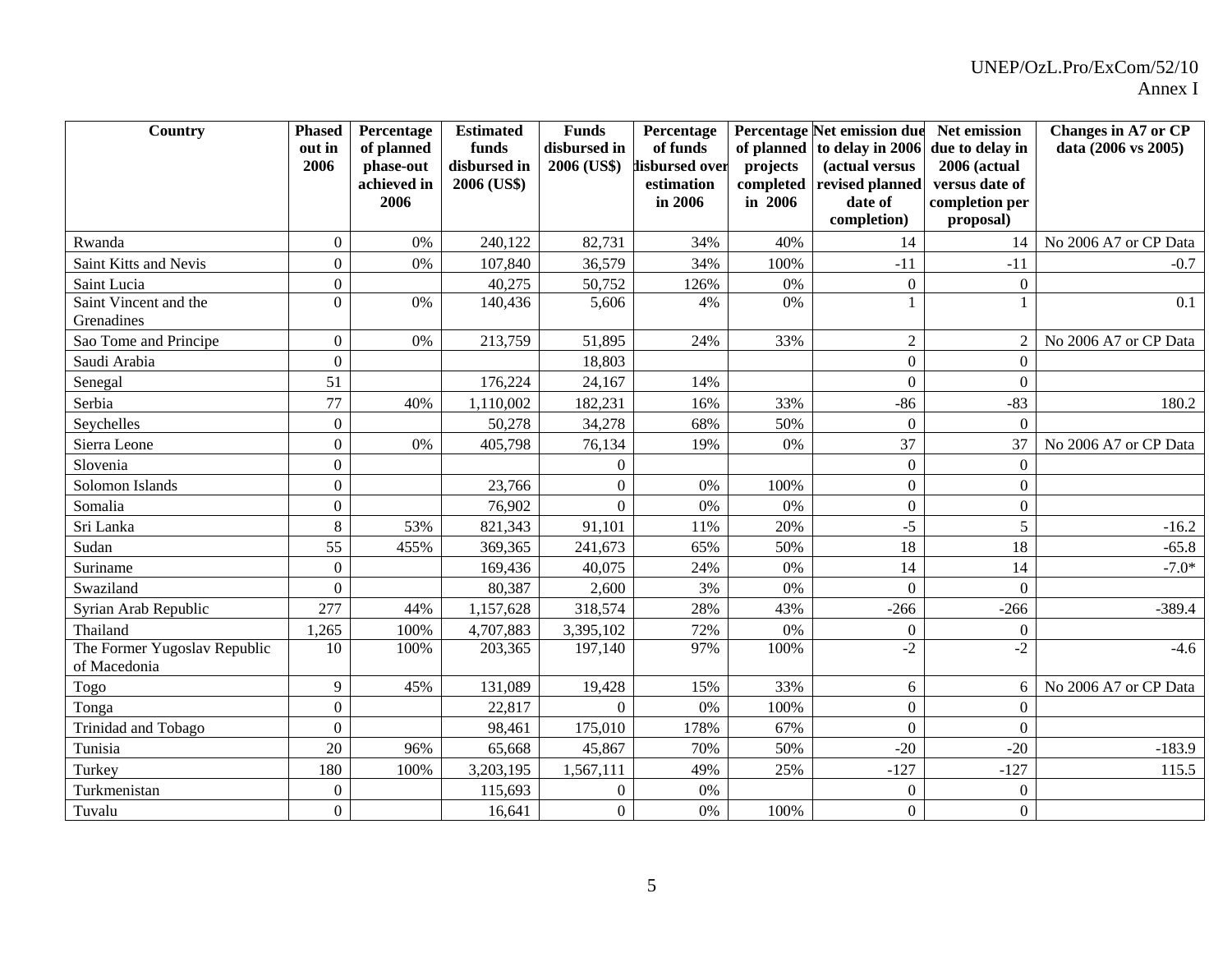| Country | Phased out in 2006 | Percentage of planned phase-out achieved in 2006 | Estimated funds disbursed in 2006 (US$) | Funds disbursed in 2006 (US$) | Percentage of funds disbursed over estimation in 2006 | Percentage of planned projects completed in 2006 | Net emission due to delay in 2006 (actual versus revised planned date of completion) | Net emission due to delay in 2006 (actual versus date of completion per proposal) | Changes in A7 or CP data (2006 vs 2005) |
|---|---|---|---|---|---|---|---|---|---|
| Rwanda | 0 | 0% | 240,122 | 82,731 | 34% | 40% | 14 | 14 | No 2006 A7 or CP Data |
| Saint Kitts and Nevis | 0 | 0% | 107,840 | 36,579 | 34% | 100% | -11 | -11 | -0.7 |
| Saint Lucia | 0 | | 40,275 | 50,752 | 126% | 0% | 0 | 0 | |
| Saint Vincent and the Grenadines | 0 | 0% | 140,436 | 5,606 | 4% | 0% | 1 | 1 | 0.1 |
| Sao Tome and Principe | 0 | 0% | 213,759 | 51,895 | 24% | 33% | 2 | 2 | No 2006 A7 or CP Data |
| Saudi Arabia | 0 | | | 18,803 | | | 0 | 0 | |
| Senegal | 51 | | 176,224 | 24,167 | 14% | | 0 | 0 | |
| Serbia | 77 | 40% | 1,110,002 | 182,231 | 16% | 33% | -86 | -83 | 180.2 |
| Seychelles | 0 | | 50,278 | 34,278 | 68% | 50% | 0 | 0 | |
| Sierra Leone | 0 | 0% | 405,798 | 76,134 | 19% | 0% | 37 | 37 | No 2006 A7 or CP Data |
| Slovenia | 0 | | | 0 | | | 0 | 0 | |
| Solomon Islands | 0 | | 23,766 | 0 | 0% | 100% | 0 | 0 | |
| Somalia | 0 | | 76,902 | 0 | 0% | 0% | 0 | 0 | |
| Sri Lanka | 8 | 53% | 821,343 | 91,101 | 11% | 20% | -5 | 5 | -16.2 |
| Sudan | 55 | 455% | 369,365 | 241,673 | 65% | 50% | 18 | 18 | -65.8 |
| Suriname | 0 | | 169,436 | 40,075 | 24% | 0% | 14 | 14 | -7.0* |
| Swaziland | 0 | | 80,387 | 2,600 | 3% | 0% | 0 | 0 | |
| Syrian Arab Republic | 277 | 44% | 1,157,628 | 318,574 | 28% | 43% | -266 | -266 | -389.4 |
| Thailand | 1,265 | 100% | 4,707,883 | 3,395,102 | 72% | 0% | 0 | 0 | |
| The Former Yugoslav Republic of Macedonia | 10 | 100% | 203,365 | 197,140 | 97% | 100% | -2 | -2 | -4.6 |
| Togo | 9 | 45% | 131,089 | 19,428 | 15% | 33% | 6 | 6 | No 2006 A7 or CP Data |
| Tonga | 0 | | 22,817 | 0 | 0% | 100% | 0 | 0 | |
| Trinidad and Tobago | 0 | | 98,461 | 175,010 | 178% | 67% | 0 | 0 | |
| Tunisia | 20 | 96% | 65,668 | 45,867 | 70% | 50% | -20 | -20 | -183.9 |
| Turkey | 180 | 100% | 3,203,195 | 1,567,111 | 49% | 25% | -127 | -127 | 115.5 |
| Turkmenistan | 0 | | 115,693 | 0 | 0% | | 0 | 0 | |
| Tuvalu | 0 | | 16,641 | 0 | 0% | 100% | 0 | 0 | |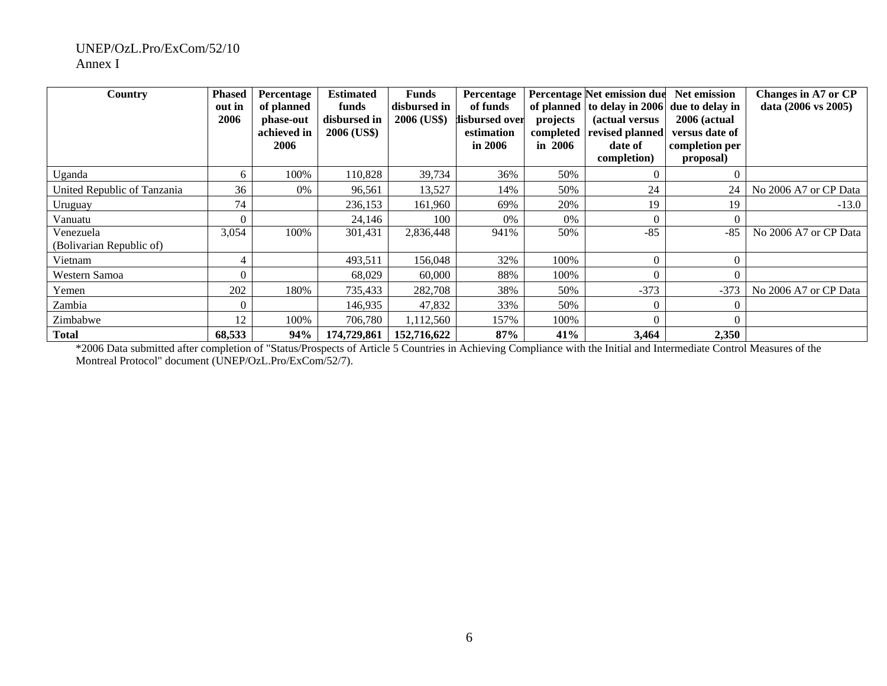| Country | Phased out in 2006 | Percentage of planned phase-out achieved in 2006 | Estimated funds disbursed in 2006 (US$) | Funds disbursed in 2006 (US$) | Percentage of funds disbursed over estimation in 2006 | Percentage of planned projects completed in 2006 | Net emission due to delay in 2006 (actual versus revised planned date of completion) | Net emission due to delay in 2006 (actual versus date of completion per proposal) | Changes in A7 or CP data (2006 vs 2005) |
|---|---|---|---|---|---|---|---|---|---|
| Uganda | 6 | 100% | 110,828 | 39,734 | 36% | 50% | 0 | 0 | |
| United Republic of Tanzania | 36 | 0% | 96,561 | 13,527 | 14% | 50% | 24 | 24 | No 2006 A7 or CP Data |
| Uruguay | 74 | | 236,153 | 161,960 | 69% | 20% | 19 | 19 | -13.0 |
| Vanuatu | 0 | | 24,146 | 100 | 0% | 0% | 0 | 0 | |
| Venezuela (Bolivarian Republic of) | 3,054 | 100% | 301,431 | 2,836,448 | 941% | 50% | -85 | -85 | No 2006 A7 or CP Data |
| Vietnam | 4 | | 493,511 | 156,048 | 32% | 100% | 0 | 0 | |
| Western Samoa | 0 | | 68,029 | 60,000 | 88% | 100% | 0 | 0 | |
| Yemen | 202 | 180% | 735,433 | 282,708 | 38% | 50% | -373 | -373 | No 2006 A7 or CP Data |
| Zambia | 0 | | 146,935 | 47,832 | 33% | 50% | 0 | 0 | |
| Zimbabwe | 12 | 100% | 706,780 | 1,112,560 | 157% | 100% | 0 | 0 | |
| **Total** | **68,533** | **94%** | **174,729,861** | **152,716,622** | **87%** | **41%** | **3,464** | **2,350** | |

*2006 Data submitted after completion of "Status/Prospects of Article 5 Countries in Achieving Compliance with the Initial and Intermediate Control Measures of the Montreal Protocol" document (UNEP/OzL.Pro/ExCom/52/7).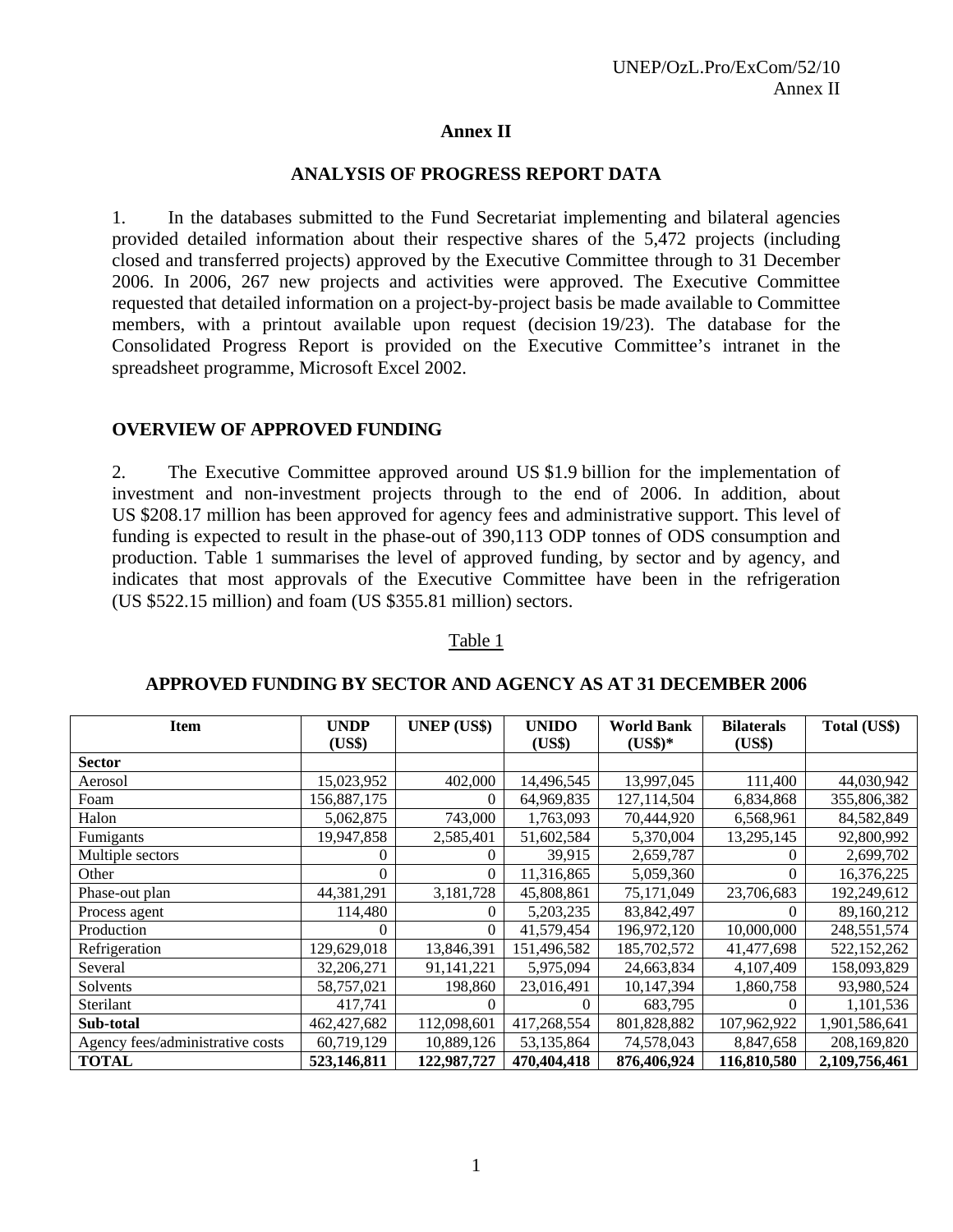# Annex II

## ANALYSIS OF PROGRESS REPORT DATA

1. In the databases submitted to the Fund Secretariat implementing and bilateral agencies provided detailed information about their respective shares of the 5,472 projects (including closed and transferred projects) approved by the Executive Committee through to 31 December 2006. In 2006, 267 new projects and activities were approved. The Executive Committee requested that detailed information on a project-by-project basis be made available to Committee members, with a printout available upon request (decision 19/23). The database for the Consolidated Progress Report is provided on the Executive Committee's intranet in the spreadsheet programme, Microsoft Excel 2002.

### OVERVIEW OF APPROVED FUNDING

2. The Executive Committee approved around US $1.9 billion for the implementation of investment and non-investment projects through to the end of 2006. In addition, about US $208.17 million has been approved for agency fees and administrative support. This level of funding is expected to result in the phase-out of 390,113 ODP tonnes of ODS consumption and production. Table 1 summarises the level of approved funding, by sector and by agency, and indicates that most approvals of the Executive Committee have been in the refrigeration (US $522.15 million) and foam (US $355.81 million) sectors.

Table 1

**APPROVED FUNDING BY SECTOR AND AGENCY AS AT 31 DECEMBER 2006**

| Item | UNDP (US$) | UNEP (US$) | UNIDO (US$) | World Bank (US$)* | Bilaterals (US$) | Total (US$) |
|---|---|---|---|---|---|---|
| **Sector** | | | | | | |
| Aerosol | 15,023,952 | 402,000 | 14,496,545 | 13,997,045 | 111,400 | 44,030,942 |
| Foam | 156,887,175 | 0 | 64,969,835 | 127,114,504 | 6,834,868 | 355,806,382 |
| Halon | 5,062,875 | 743,000 | 1,763,093 | 70,444,920 | 6,568,961 | 84,582,849 |
| Fumigants | 19,947,858 | 2,585,401 | 51,602,584 | 5,370,004 | 13,295,145 | 92,800,992 |
| Multiple sectors | 0 | 0 | 39,915 | 2,659,787 | 0 | 2,699,702 |
| Other | 0 | 0 | 11,316,865 | 5,059,360 | 0 | 16,376,225 |
| Phase-out plan | 44,381,291 | 3,181,728 | 45,808,861 | 75,171,049 | 23,706,683 | 192,249,612 |
| Process agent | 114,480 | 0 | 5,203,235 | 83,842,497 | 0 | 89,160,212 |
| Production | 0 | 0 | 41,579,454 | 196,972,120 | 10,000,000 | 248,551,574 |
| Refrigeration | 129,629,018 | 13,846,391 | 151,496,582 | 185,702,572 | 41,477,698 | 522,152,262 |
| Several | 32,206,271 | 91,141,221 | 5,975,094 | 24,663,834 | 4,107,409 | 158,093,829 |
| Solvents | 58,757,021 | 198,860 | 23,016,491 | 10,147,394 | 1,860,758 | 93,980,524 |
| Sterilant | 417,741 | 0 | 0 | 683,795 | 0 | 1,101,536 |
| **Sub-total** | 462,427,682 | 112,098,601 | 417,268,554 | 801,828,882 | 107,962,922 | 1,901,586,641 |
| Agency fees/administrative costs | 60,719,129 | 10,889,126 | 53,135,864 | 74,578,043 | 8,847,658 | 208,169,820 |
| **TOTAL** | **523,146,811** | **122,987,727** | **470,404,418** | **876,406,924** | **116,810,580** | **2,109,756,461** |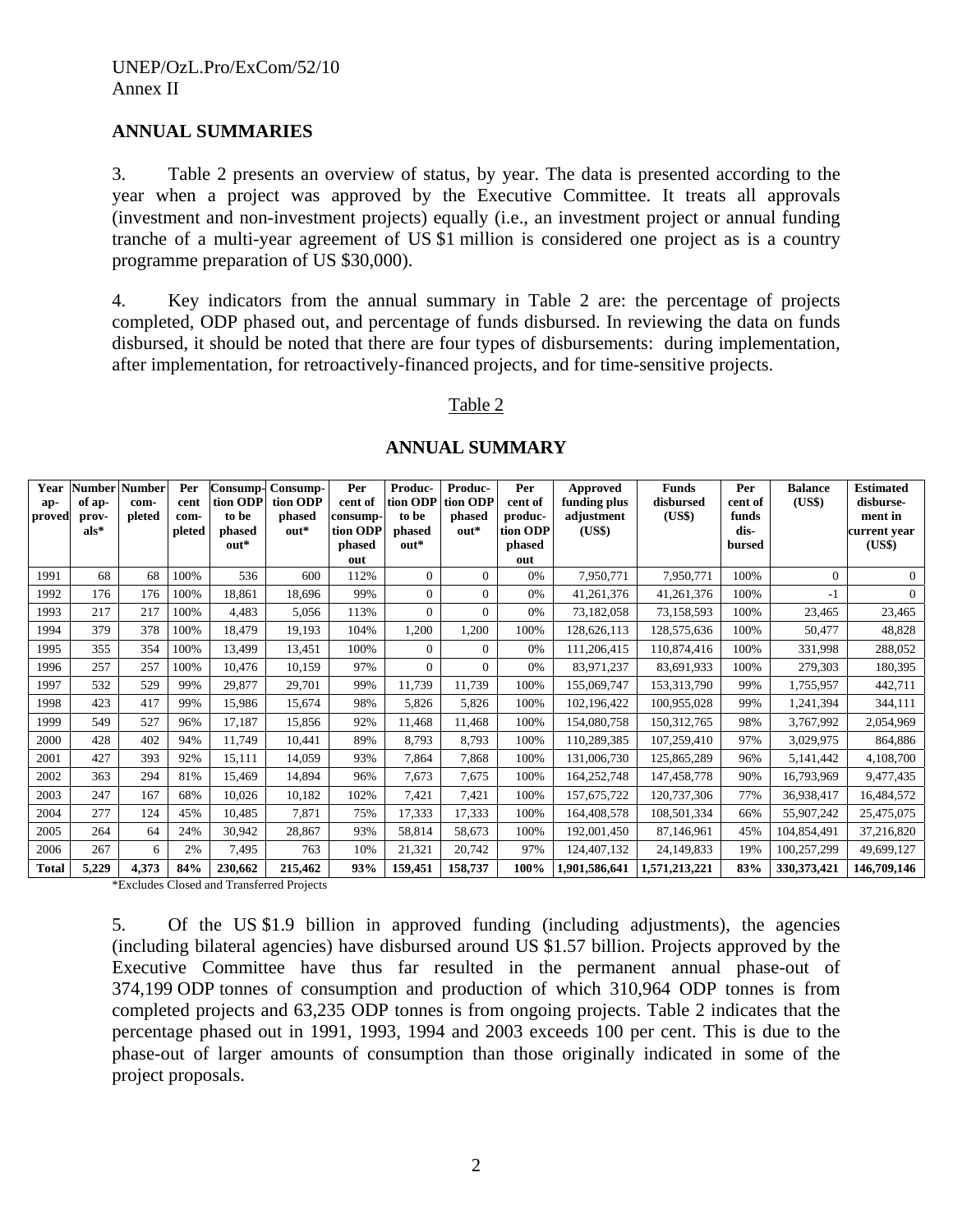## ANNUAL SUMMARIES

3. Table 2 presents an overview of status, by year. The data is presented according to the year when a project was approved by the Executive Committee. It treats all approvals (investment and non-investment projects) equally (i.e., an investment project or annual funding tranche of a multi-year agreement of US $1 million is considered one project as is a country programme preparation of US $30,000).

4. Key indicators from the annual summary in Table 2 are: the percentage of projects completed, ODP phased out, and percentage of funds disbursed. In reviewing the data on funds disbursed, it should be noted that there are four types of disbursements: during implementation, after implementation, for retroactively-financed projects, and for time-sensitive projects.

Table 2

**ANNUAL SUMMARY**

| Year approved | Number of approvals* | Number completed | Per cent completed | Consumption ODP to be phased out* | Consumption ODP phased out* | Per cent of consumption ODP phased out | Production ODP to be phased out* | Production ODP phased out* | Per cent of production ODP phased out | Approved funding plus adjustment (US$) | Funds disbursed (US$) | Per cent of funds disbursed | Balance (US$) | Estimated disbursement in current year (US$) |
|---|---|---|---|---|---|---|---|---|---|---|---|---|---|---|
| 1991 | 68 | 68 | 100% | 536 | 600 | 112% | 0 | 0 | 0% | 7,950,771 | 7,950,771 | 100% | 0 | 0 |
| 1992 | 176 | 176 | 100% | 18,861 | 18,696 | 99% | 0 | 0 | 0% | 41,261,376 | 41,261,376 | 100% | -1 | 0 |
| 1993 | 217 | 217 | 100% | 4,483 | 5,056 | 113% | 0 | 0 | 0% | 73,182,058 | 73,158,593 | 100% | 23,465 | 23,465 |
| 1994 | 379 | 378 | 100% | 18,479 | 19,193 | 104% | 1,200 | 1,200 | 100% | 128,626,113 | 128,575,636 | 100% | 50,477 | 48,828 |
| 1995 | 355 | 354 | 100% | 13,499 | 13,451 | 100% | 0 | 0 | 0% | 111,206,415 | 110,874,416 | 100% | 331,998 | 288,052 |
| 1996 | 257 | 257 | 100% | 10,476 | 10,159 | 97% | 0 | 0 | 0% | 83,971,237 | 83,691,933 | 100% | 279,303 | 180,395 |
| 1997 | 532 | 529 | 99% | 29,877 | 29,701 | 99% | 11,739 | 11,739 | 100% | 155,069,747 | 153,313,790 | 99% | 1,755,957 | 442,711 |
| 1998 | 423 | 417 | 99% | 15,986 | 15,674 | 98% | 5,826 | 5,826 | 100% | 102,196,422 | 100,955,028 | 99% | 1,241,394 | 344,111 |
| 1999 | 549 | 527 | 96% | 17,187 | 15,856 | 92% | 11,468 | 11,468 | 100% | 154,080,758 | 150,312,765 | 98% | 3,767,992 | 2,054,969 |
| 2000 | 428 | 402 | 94% | 11,749 | 10,441 | 89% | 8,793 | 8,793 | 100% | 110,289,385 | 107,259,410 | 97% | 3,029,975 | 864,886 |
| 2001 | 427 | 393 | 92% | 15,111 | 14,059 | 93% | 7,864 | 7,868 | 100% | 131,006,730 | 125,865,289 | 96% | 5,141,442 | 4,108,700 |
| 2002 | 363 | 294 | 81% | 15,469 | 14,894 | 96% | 7,673 | 7,675 | 100% | 164,252,748 | 147,458,778 | 90% | 16,793,969 | 9,477,435 |
| 2003 | 247 | 167 | 68% | 10,026 | 10,182 | 102% | 7,421 | 7,421 | 100% | 157,675,722 | 120,737,306 | 77% | 36,938,417 | 16,484,572 |
| 2004 | 277 | 124 | 45% | 10,485 | 7,871 | 75% | 17,333 | 17,333 | 100% | 164,408,578 | 108,501,334 | 66% | 55,907,242 | 25,475,075 |
| 2005 | 264 | 64 | 24% | 30,942 | 28,867 | 93% | 58,814 | 58,673 | 100% | 192,001,450 | 87,146,961 | 45% | 104,854,491 | 37,216,820 |
| 2006 | 267 | 6 | 2% | 7,495 | 763 | 10% | 21,321 | 20,742 | 97% | 124,407,132 | 24,149,833 | 19% | 100,257,299 | 49,699,127 |
| **Total** | **5,229** | **4,373** | **84%** | **230,662** | **215,462** | **93%** | **159,451** | **158,737** | **100%** | **1,901,586,641** | **1,571,213,221** | **83%** | **330,373,421** | **146,709,146** |

*Excludes Closed and Transferred Projects

5. Of the US $1.9 billion in approved funding (including adjustments), the agencies (including bilateral agencies) have disbursed around US $1.57 billion. Projects approved by the Executive Committee have thus far resulted in the permanent annual phase-out of 374,199 ODP tonnes of consumption and production of which 310,964 ODP tonnes is from completed projects and 63,235 ODP tonnes is from ongoing projects. Table 2 indicates that the percentage phased out in 1991, 1993, 1994 and 2003 exceeds 100 per cent. This is due to the phase-out of larger amounts of consumption than those originally indicated in some of the project proposals.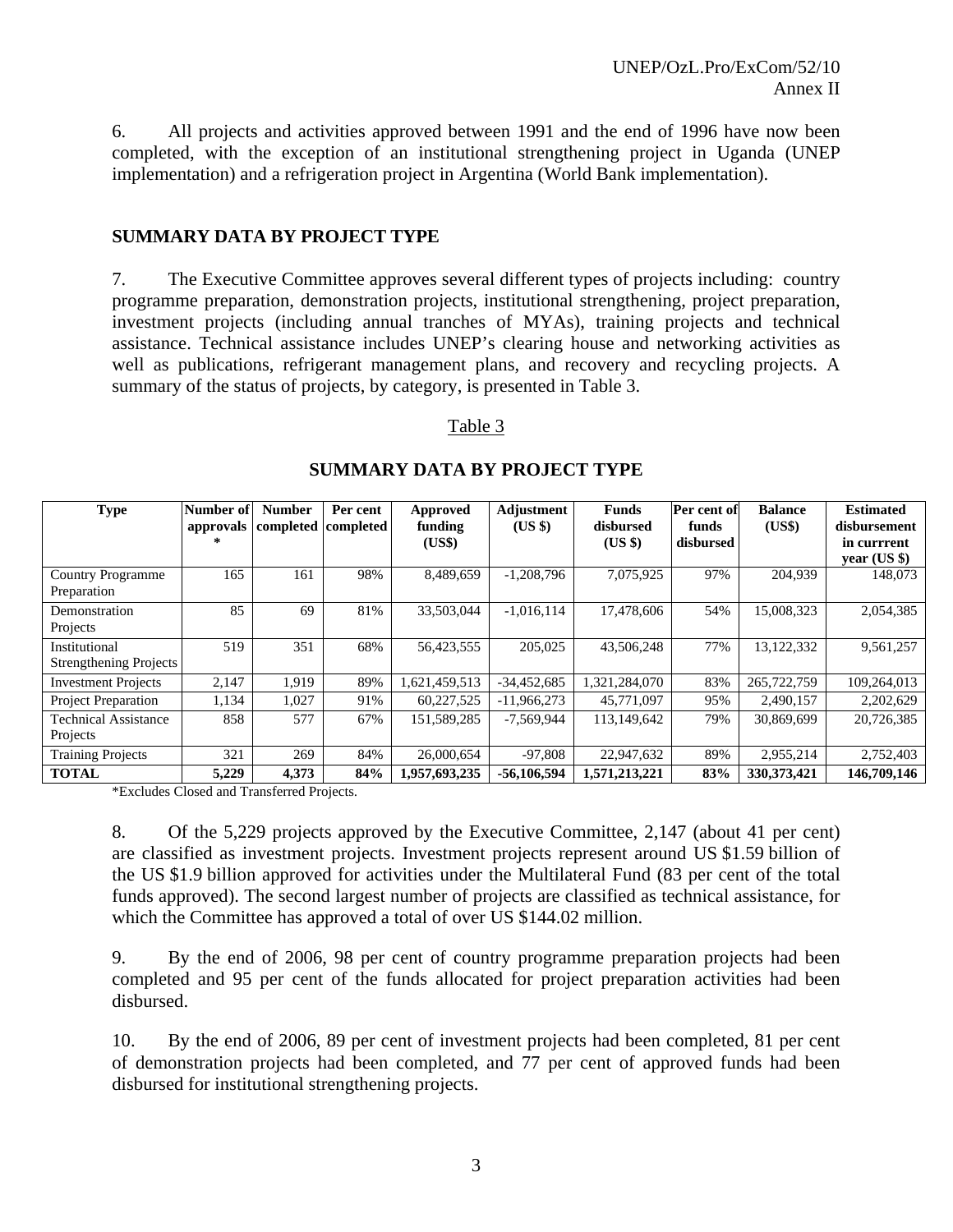6. All projects and activities approved between 1991 and the end of 1996 have now been completed, with the exception of an institutional strengthening project in Uganda (UNEP implementation) and a refrigeration project in Argentina (World Bank implementation).

## SUMMARY DATA BY PROJECT TYPE

7. The Executive Committee approves several different types of projects including: country programme preparation, demonstration projects, institutional strengthening, project preparation, investment projects (including annual tranches of MYAs), training projects and technical assistance. Technical assistance includes UNEP's clearing house and networking activities as well as publications, refrigerant management plans, and recovery and recycling projects. A summary of the status of projects, by category, is presented in Table 3.

Table 3

**SUMMARY DATA BY PROJECT TYPE**

| Type | Number of approvals * | Number completed | Per cent completed | Approved funding (US$) | Adjustment (US $) | Funds disbursed (US $) | Per cent of funds disbursed | Balance (US$) | Estimated disbursement in currrent year (US $) |
|---|---|---|---|---|---|---|---|---|---|
| Country Programme Preparation | 165 | 161 | 98% | 8,489,659 | -1,208,796 | 7,075,925 | 97% | 204,939 | 148,073 |
| Demonstration Projects | 85 | 69 | 81% | 33,503,044 | -1,016,114 | 17,478,606 | 54% | 15,008,323 | 2,054,385 |
| Institutional Strengthening Projects | 519 | 351 | 68% | 56,423,555 | 205,025 | 43,506,248 | 77% | 13,122,332 | 9,561,257 |
| Investment Projects | 2,147 | 1,919 | 89% | 1,621,459,513 | -34,452,685 | 1,321,284,070 | 83% | 265,722,759 | 109,264,013 |
| Project Preparation | 1,134 | 1,027 | 91% | 60,227,525 | -11,966,273 | 45,771,097 | 95% | 2,490,157 | 2,202,629 |
| Technical Assistance Projects | 858 | 577 | 67% | 151,589,285 | -7,569,944 | 113,149,642 | 79% | 30,869,699 | 20,726,385 |
| Training Projects | 321 | 269 | 84% | 26,000,654 | -97,808 | 22,947,632 | 89% | 2,955,214 | 2,752,403 |
| **TOTAL** | **5,229** | **4,373** | **84%** | **1,957,693,235** | **-56,106,594** | **1,571,213,221** | **83%** | **330,373,421** | **146,709,146** |

*Excludes Closed and Transferred Projects.

8. Of the 5,229 projects approved by the Executive Committee, 2,147 (about 41 per cent) are classified as investment projects. Investment projects represent around US $1.59 billion of the US $1.9 billion approved for activities under the Multilateral Fund (83 per cent of the total funds approved). The second largest number of projects are classified as technical assistance, for which the Committee has approved a total of over US $144.02 million.

9. By the end of 2006, 98 per cent of country programme preparation projects had been completed and 95 per cent of the funds allocated for project preparation activities had been disbursed.

10. By the end of 2006, 89 per cent of investment projects had been completed, 81 per cent of demonstration projects had been completed, and 77 per cent of approved funds had been disbursed for institutional strengthening projects.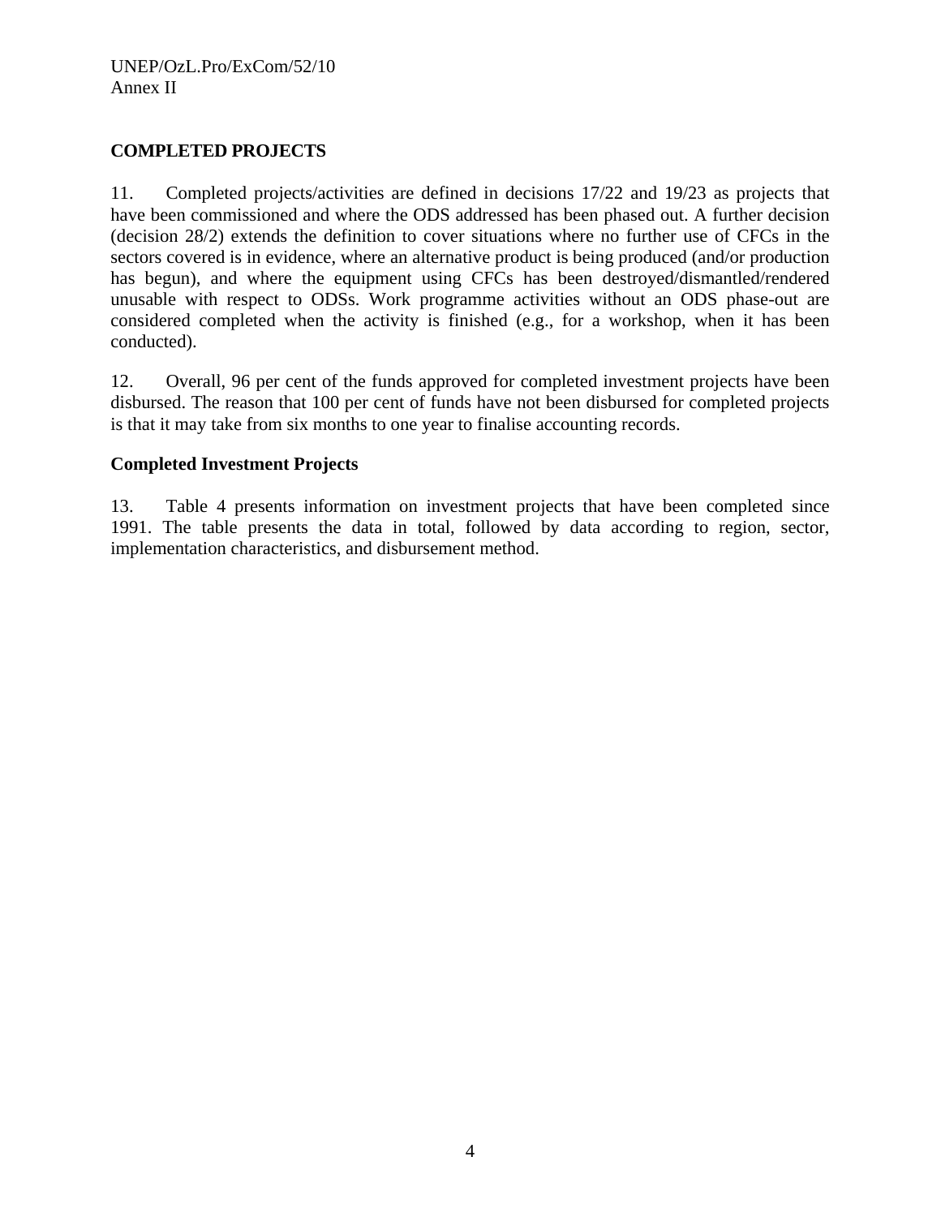## COMPLETED PROJECTS

11. Completed projects/activities are defined in decisions 17/22 and 19/23 as projects that have been commissioned and where the ODS addressed has been phased out. A further decision (decision 28/2) extends the definition to cover situations where no further use of CFCs in the sectors covered is in evidence, where an alternative product is being produced (and/or production has begun), and where the equipment using CFCs has been destroyed/dismantled/rendered unusable with respect to ODSs. Work programme activities without an ODS phase-out are considered completed when the activity is finished (e.g., for a workshop, when it has been conducted).

12. Overall, 96 per cent of the funds approved for completed investment projects have been disbursed. The reason that 100 per cent of funds have not been disbursed for completed projects is that it may take from six months to one year to finalise accounting records.

### Completed Investment Projects

13. Table 4 presents information on investment projects that have been completed since 1991. The table presents the data in total, followed by data according to region, sector, implementation characteristics, and disbursement method.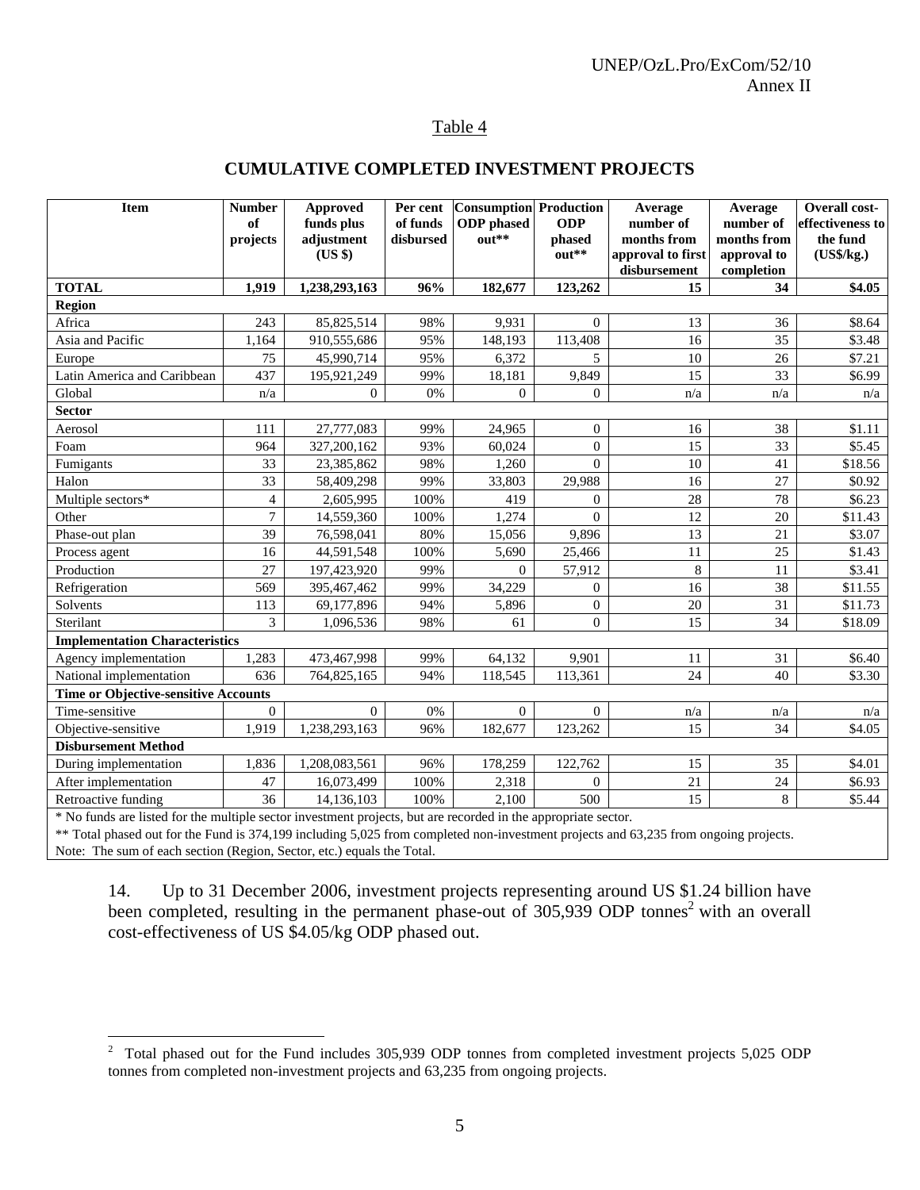Table 4

## CUMULATIVE COMPLETED INVESTMENT PROJECTS

| Item | Number of projects | Approved funds plus adjustment (US $) | Per cent of funds disbursed | Consumption ODP phased out** | Production ODP phased out** | Average number of months from approval to first disbursement | Average number of months from approval to completion | Overall cost-effectiveness to the fund (US$/kg.) |
|---|---|---|---|---|---|---|---|---|
| **TOTAL** | **1,919** | **1,238,293,163** | **96%** | **182,677** | **123,262** | **15** | **34** | **$4.05** |
| **Region** | | | | | | | | |
| Africa | 243 | 85,825,514 | 98% | 9,931 | 0 | 13 | 36 | $8.64 |
| Asia and Pacific | 1,164 | 910,555,686 | 95% | 148,193 | 113,408 | 16 | 35 | $3.48 |
| Europe | 75 | 45,990,714 | 95% | 6,372 | 5 | 10 | 26 | $7.21 |
| Latin America and Caribbean | 437 | 195,921,249 | 99% | 18,181 | 9,849 | 15 | 33 | $6.99 |
| Global | n/a | 0 | 0% | 0 | 0 | n/a | n/a | n/a |
| **Sector** | | | | | | | | |
| Aerosol | 111 | 27,777,083 | 99% | 24,965 | 0 | 16 | 38 | $1.11 |
| Foam | 964 | 327,200,162 | 93% | 60,024 | 0 | 15 | 33 | $5.45 |
| Fumigants | 33 | 23,385,862 | 98% | 1,260 | 0 | 10 | 41 | $18.56 |
| Halon | 33 | 58,409,298 | 99% | 33,803 | 29,988 | 16 | 27 | $0.92 |
| Multiple sectors* | 4 | 2,605,995 | 100% | 419 | 0 | 28 | 78 | $6.23 |
| Other | 7 | 14,559,360 | 100% | 1,274 | 0 | 12 | 20 | $11.43 |
| Phase-out plan | 39 | 76,598,041 | 80% | 15,056 | 9,896 | 13 | 21 | $3.07 |
| Process agent | 16 | 44,591,548 | 100% | 5,690 | 25,466 | 11 | 25 | $1.43 |
| Production | 27 | 197,423,920 | 99% | 0 | 57,912 | 8 | 11 | $3.41 |
| Refrigeration | 569 | 395,467,462 | 99% | 34,229 | 0 | 16 | 38 | $11.55 |
| Solvents | 113 | 69,177,896 | 94% | 5,896 | 0 | 20 | 31 | $11.73 |
| Sterilant | 3 | 1,096,536 | 98% | 61 | 0 | 15 | 34 | $18.09 |
| **Implementation Characteristics** | | | | | | | | |
| Agency implementation | 1,283 | 473,467,998 | 99% | 64,132 | 9,901 | 11 | 31 | $6.40 |
| National implementation | 636 | 764,825,165 | 94% | 118,545 | 113,361 | 24 | 40 | $3.30 |
| **Time or Objective-sensitive Accounts** | | | | | | | | |
| Time-sensitive | 0 | 0 | 0% | 0 | 0 | n/a | n/a | n/a |
| Objective-sensitive | 1,919 | 1,238,293,163 | 96% | 182,677 | 123,262 | 15 | 34 | $4.05 |
| **Disbursement Method** | | | | | | | | |
| During implementation | 1,836 | 1,208,083,561 | 96% | 178,259 | 122,762 | 15 | 35 | $4.01 |
| After implementation | 47 | 16,073,499 | 100% | 2,318 | 0 | 21 | 24 | $6.93 |
| Retroactive funding | 36 | 14,136,103 | 100% | 2,100 | 500 | 15 | 8 | $5.44 |

\* No funds are listed for the multiple sector investment projects, but are recorded in the appropriate sector.

** Total phased out for the Fund is 374,199 including 5,025 from completed non-investment projects and 63,235 from ongoing projects.

Note: The sum of each section (Region, Sector, etc.) equals the Total.

14. Up to 31 December 2006, investment projects representing around US $1.24 billion have been completed, resulting in the permanent phase-out of 305,939 ODP tonnes[2] with an overall cost-effectiveness of US $4.05/kg ODP phased out.

[2] Total phased out for the Fund includes 305,939 ODP tonnes from completed investment projects 5,025 ODP tonnes from completed non-investment projects and 63,235 from ongoing projects.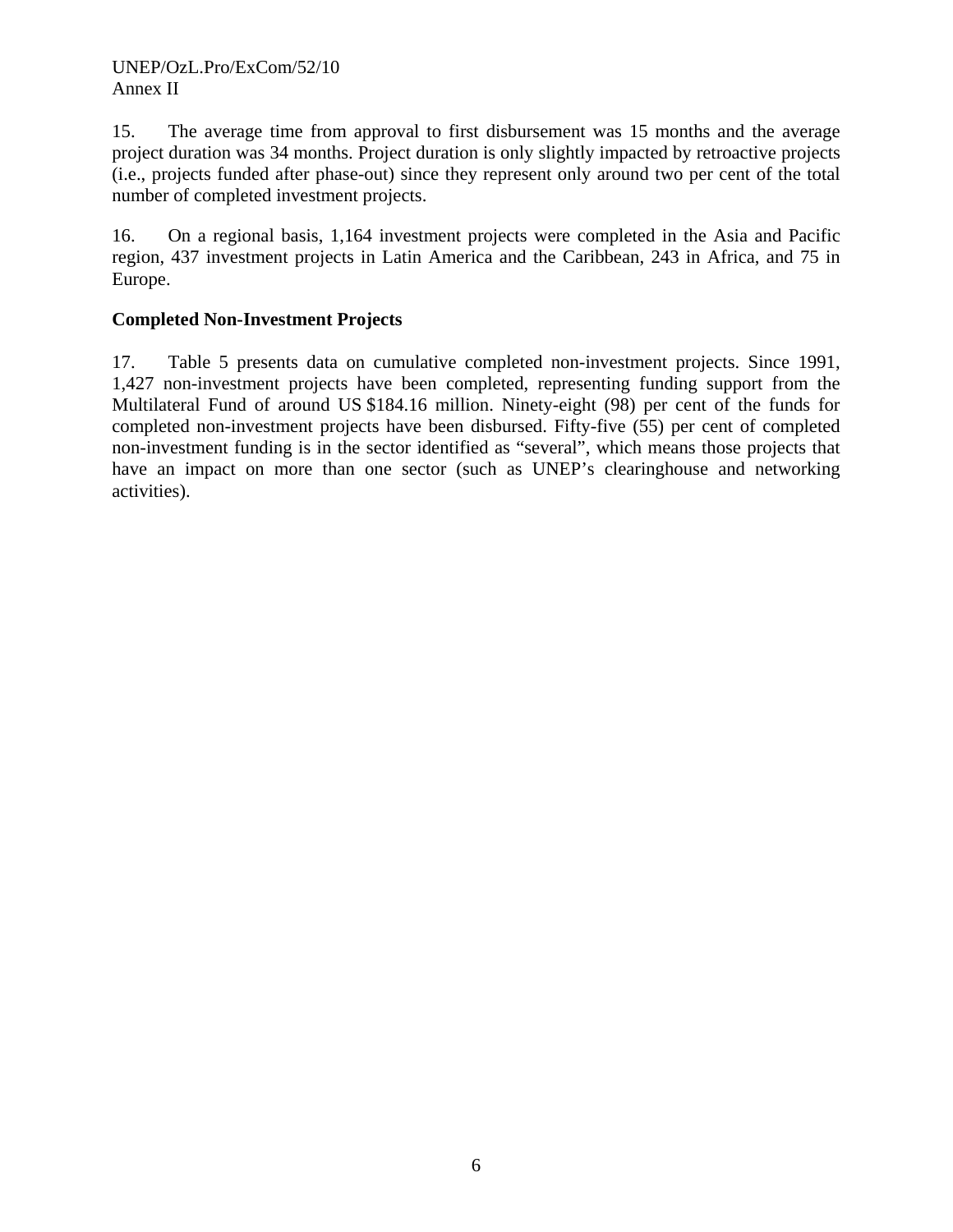15. The average time from approval to first disbursement was 15 months and the average project duration was 34 months. Project duration is only slightly impacted by retroactive projects (i.e., projects funded after phase-out) since they represent only around two per cent of the total number of completed investment projects.

16. On a regional basis, 1,164 investment projects were completed in the Asia and Pacific region, 437 investment projects in Latin America and the Caribbean, 243 in Africa, and 75 in Europe.

**Completed Non-Investment Projects**

17. Table 5 presents data on cumulative completed non-investment projects. Since 1991, 1,427 non-investment projects have been completed, representing funding support from the Multilateral Fund of around US $184.16 million. Ninety-eight (98) per cent of the funds for completed non-investment projects have been disbursed. Fifty-five (55) per cent of completed non-investment funding is in the sector identified as "several", which means those projects that have an impact on more than one sector (such as UNEP's clearinghouse and networking activities).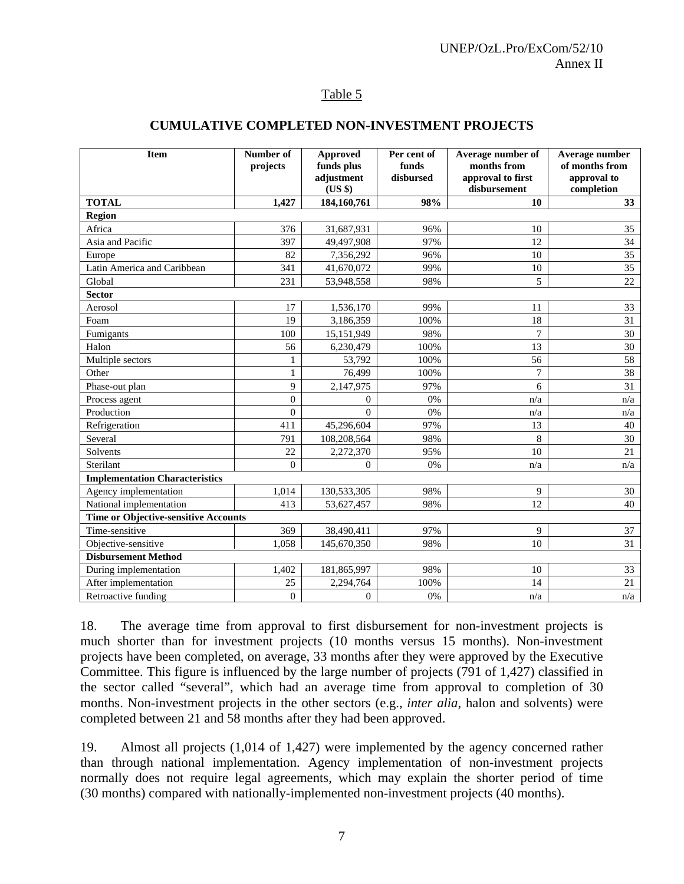Table 5

## CUMULATIVE COMPLETED NON-INVESTMENT PROJECTS

| Item | Number of projects | Approved funds plus adjustment (US $) | Per cent of funds disbursed | Average number of months from approval to first disbursement | Average number of months from approval to completion |
|---|---|---|---|---|---|
| **TOTAL** | **1,427** | **184,160,761** | **98%** | **10** | **33** |
| **Region** | | | | | |
| Africa | 376 | 31,687,931 | 96% | 10 | 35 |
| Asia and Pacific | 397 | 49,497,908 | 97% | 12 | 34 |
| Europe | 82 | 7,356,292 | 96% | 10 | 35 |
| Latin America and Caribbean | 341 | 41,670,072 | 99% | 10 | 35 |
| Global | 231 | 53,948,558 | 98% | 5 | 22 |
| **Sector** | | | | | |
| Aerosol | 17 | 1,536,170 | 99% | 11 | 33 |
| Foam | 19 | 3,186,359 | 100% | 18 | 31 |
| Fumigants | 100 | 15,151,949 | 98% | 7 | 30 |
| Halon | 56 | 6,230,479 | 100% | 13 | 30 |
| Multiple sectors | 1 | 53,792 | 100% | 56 | 58 |
| Other | 1 | 76,499 | 100% | 7 | 38 |
| Phase-out plan | 9 | 2,147,975 | 97% | 6 | 31 |
| Process agent | 0 | 0 | 0% | n/a | n/a |
| Production | 0 | 0 | 0% | n/a | n/a |
| Refrigeration | 411 | 45,296,604 | 97% | 13 | 40 |
| Several | 791 | 108,208,564 | 98% | 8 | 30 |
| Solvents | 22 | 2,272,370 | 95% | 10 | 21 |
| Sterilant | 0 | 0 | 0% | n/a | n/a |
| **Implementation Characteristics** | | | | | |
| Agency implementation | 1,014 | 130,533,305 | 98% | 9 | 30 |
| National implementation | 413 | 53,627,457 | 98% | 12 | 40 |
| **Time or Objective-sensitive Accounts** | | | | | |
| Time-sensitive | 369 | 38,490,411 | 97% | 9 | 37 |
| Objective-sensitive | 1,058 | 145,670,350 | 98% | 10 | 31 |
| **Disbursement Method** | | | | | |
| During implementation | 1,402 | 181,865,997 | 98% | 10 | 33 |
| After implementation | 25 | 2,294,764 | 100% | 14 | 21 |
| Retroactive funding | 0 | 0 | 0% | n/a | n/a |

18. The average time from approval to first disbursement for non-investment projects is much shorter than for investment projects (10 months versus 15 months). Non-investment projects have been completed, on average, 33 months after they were approved by the Executive Committee. This figure is influenced by the large number of projects (791 of 1,427) classified in the sector called "several", which had an average time from approval to completion of 30 months. Non-investment projects in the other sectors (e.g., *inter alia*, halon and solvents) were completed between 21 and 58 months after they had been approved.

19. Almost all projects (1,014 of 1,427) were implemented by the agency concerned rather than through national implementation. Agency implementation of non-investment projects normally does not require legal agreements, which may explain the shorter period of time (30 months) compared with nationally-implemented non-investment projects (40 months).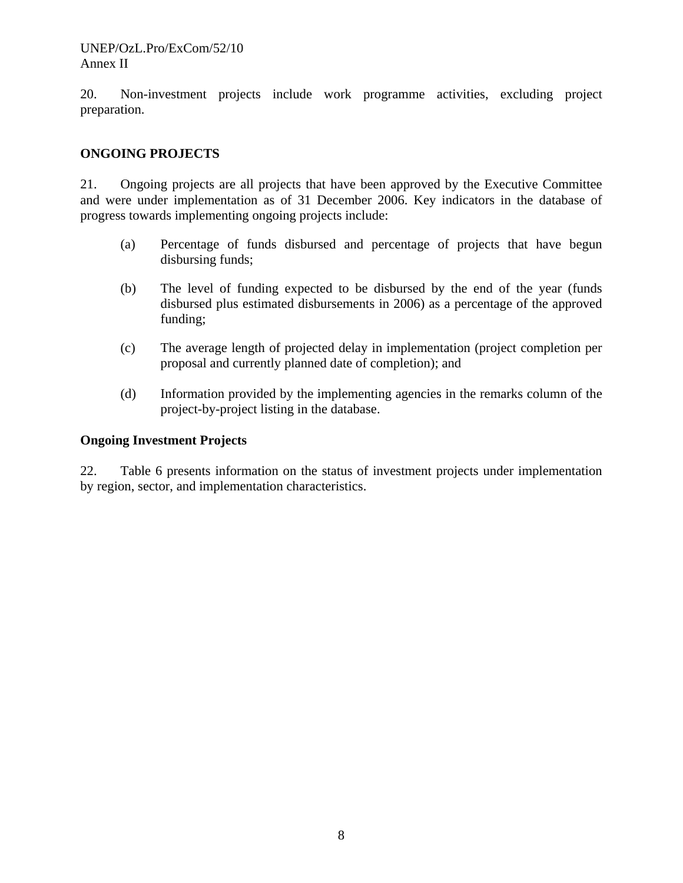20. Non-investment projects include work programme activities, excluding project preparation.

## ONGOING PROJECTS

21. Ongoing projects are all projects that have been approved by the Executive Committee and were under implementation as of 31 December 2006. Key indicators in the database of progress towards implementing ongoing projects include:

(a) Percentage of funds disbursed and percentage of projects that have begun disbursing funds;

(b) The level of funding expected to be disbursed by the end of the year (funds disbursed plus estimated disbursements in 2006) as a percentage of the approved funding;

(c) The average length of projected delay in implementation (project completion per proposal and currently planned date of completion); and

(d) Information provided by the implementing agencies in the remarks column of the project-by-project listing in the database.

### Ongoing Investment Projects

22. Table 6 presents information on the status of investment projects under implementation by region, sector, and implementation characteristics.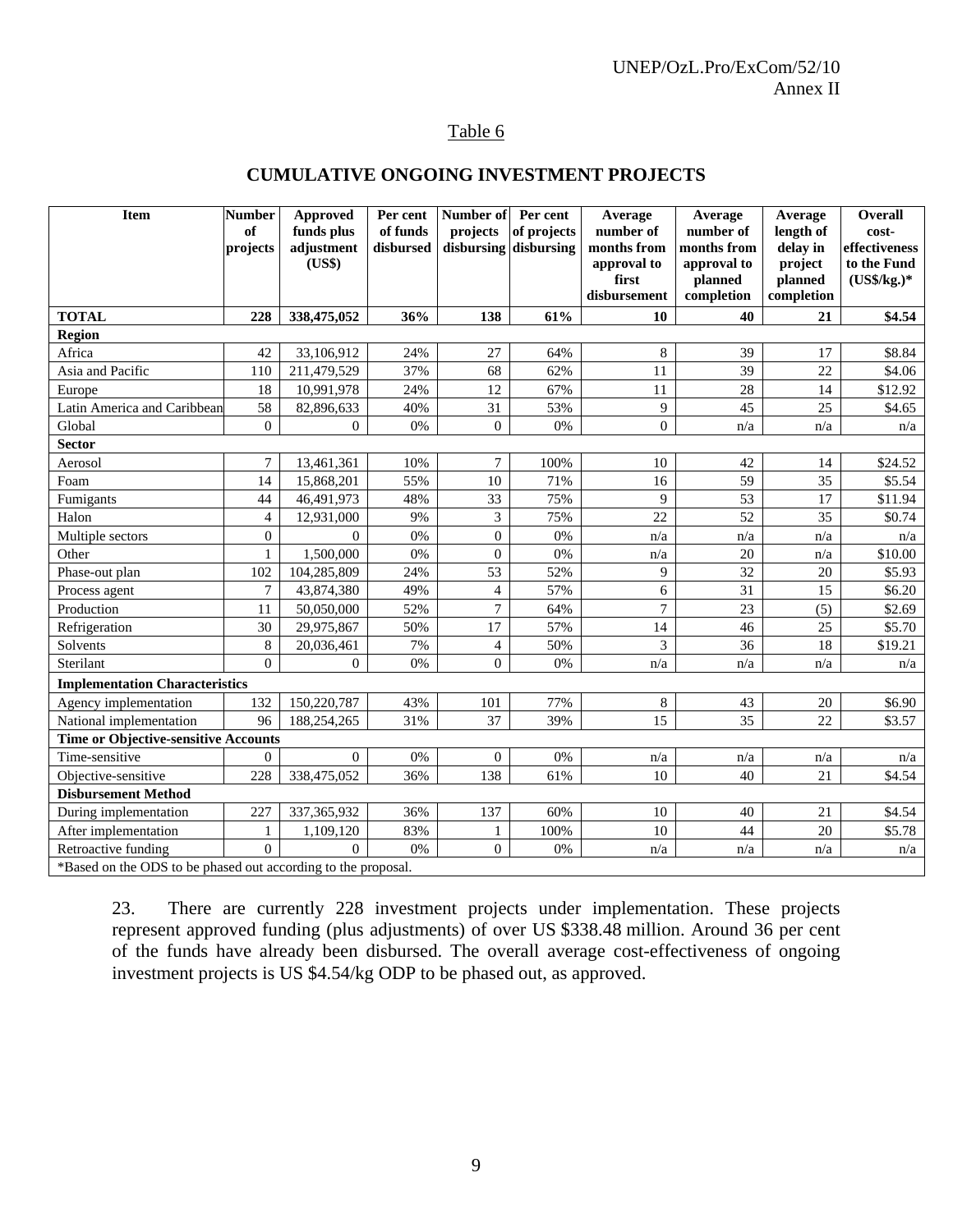Table 6

## CUMULATIVE ONGOING INVESTMENT PROJECTS

| Item | Number of projects | Approved funds plus adjustment (US$) | Per cent of funds disbursed | Number of projects disbursing | Per cent of projects disbursing | Average number of months from approval to first disbursement | Average number of months from approval to planned completion | Average length of delay in project planned completion | Overall cost-effectiveness to the Fund (US$/kg.)* |
|---|---|---|---|---|---|---|---|---|---|
| **TOTAL** | **228** | **338,475,052** | **36%** | **138** | **61%** | **10** | **40** | **21** | **$4.54** |
| **Region** | | | | | | | | | |
| Africa | 42 | 33,106,912 | 24% | 27 | 64% | 8 | 39 | 17 | $8.84 |
| Asia and Pacific | 110 | 211,479,529 | 37% | 68 | 62% | 11 | 39 | 22 | $4.06 |
| Europe | 18 | 10,991,978 | 24% | 12 | 67% | 11 | 28 | 14 | $12.92 |
| Latin America and Caribbean | 58 | 82,896,633 | 40% | 31 | 53% | 9 | 45 | 25 | $4.65 |
| Global | 0 | 0 | 0% | 0 | 0% | 0 | n/a | n/a | n/a |
| **Sector** | | | | | | | | | |
| Aerosol | 7 | 13,461,361 | 10% | 7 | 100% | 10 | 42 | 14 | $24.52 |
| Foam | 14 | 15,868,201 | 55% | 10 | 71% | 16 | 59 | 35 | $5.54 |
| Fumigants | 44 | 46,491,973 | 48% | 33 | 75% | 9 | 53 | 17 | $11.94 |
| Halon | 4 | 12,931,000 | 9% | 3 | 75% | 22 | 52 | 35 | $0.74 |
| Multiple sectors | 0 | 0 | 0% | 0 | 0% | n/a | n/a | n/a | n/a |
| Other | 1 | 1,500,000 | 0% | 0 | 0% | n/a | 20 | n/a | $10.00 |
| Phase-out plan | 102 | 104,285,809 | 24% | 53 | 52% | 9 | 32 | 20 | $5.93 |
| Process agent | 7 | 43,874,380 | 49% | 4 | 57% | 6 | 31 | 15 | $6.20 |
| Production | 11 | 50,050,000 | 52% | 7 | 64% | 7 | 23 | (5) | $2.69 |
| Refrigeration | 30 | 29,975,867 | 50% | 17 | 57% | 14 | 46 | 25 | $5.70 |
| Solvents | 8 | 20,036,461 | 7% | 4 | 50% | 3 | 36 | 18 | $19.21 |
| Sterilant | 0 | 0 | 0% | 0 | 0% | n/a | n/a | n/a | n/a |
| **Implementation Characteristics** | | | | | | | | | |
| Agency implementation | 132 | 150,220,787 | 43% | 101 | 77% | 8 | 43 | 20 | $6.90 |
| National implementation | 96 | 188,254,265 | 31% | 37 | 39% | 15 | 35 | 22 | $3.57 |
| **Time or Objective-sensitive Accounts** | | | | | | | | | |
| Time-sensitive | 0 | 0 | 0% | 0 | 0% | n/a | n/a | n/a | n/a |
| Objective-sensitive | 228 | 338,475,052 | 36% | 138 | 61% | 10 | 40 | 21 | $4.54 |
| **Disbursement Method** | | | | | | | | | |
| During implementation | 227 | 337,365,932 | 36% | 137 | 60% | 10 | 40 | 21 | $4.54 |
| After implementation | 1 | 1,109,120 | 83% | 1 | 100% | 10 | 44 | 20 | $5.78 |
| Retroactive funding | 0 | 0 | 0% | 0 | 0% | n/a | n/a | n/a | n/a |

*Based on the ODS to be phased out according to the proposal.

23. There are currently 228 investment projects under implementation. These projects represent approved funding (plus adjustments) of over US $338.48 million. Around 36 per cent of the funds have already been disbursed. The overall average cost-effectiveness of ongoing investment projects is US $4.54/kg ODP to be phased out, as approved.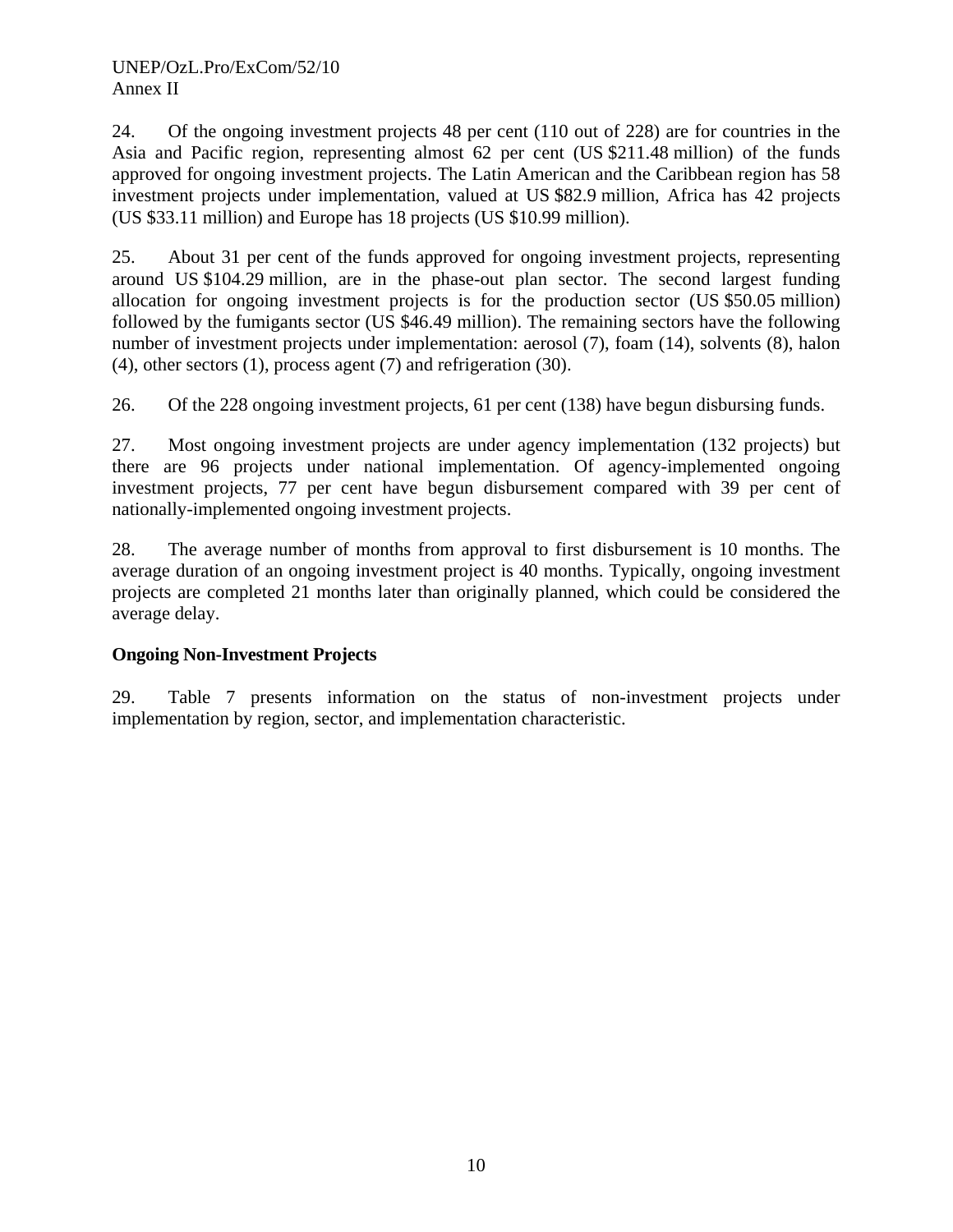24. Of the ongoing investment projects 48 per cent (110 out of 228) are for countries in the Asia and Pacific region, representing almost 62 per cent (US $211.48 million) of the funds approved for ongoing investment projects. The Latin American and the Caribbean region has 58 investment projects under implementation, valued at US $82.9 million, Africa has 42 projects (US $33.11 million) and Europe has 18 projects (US $10.99 million).

25. About 31 per cent of the funds approved for ongoing investment projects, representing around US $104.29 million, are in the phase-out plan sector. The second largest funding allocation for ongoing investment projects is for the production sector (US $50.05 million) followed by the fumigants sector (US $46.49 million). The remaining sectors have the following number of investment projects under implementation: aerosol (7), foam (14), solvents (8), halon (4), other sectors (1), process agent (7) and refrigeration (30).

26. Of the 228 ongoing investment projects, 61 per cent (138) have begun disbursing funds.

27. Most ongoing investment projects are under agency implementation (132 projects) but there are 96 projects under national implementation. Of agency-implemented ongoing investment projects, 77 per cent have begun disbursement compared with 39 per cent of nationally-implemented ongoing investment projects.

28. The average number of months from approval to first disbursement is 10 months. The average duration of an ongoing investment project is 40 months. Typically, ongoing investment projects are completed 21 months later than originally planned, which could be considered the average delay.

**Ongoing Non-Investment Projects**

29. Table 7 presents information on the status of non-investment projects under implementation by region, sector, and implementation characteristic.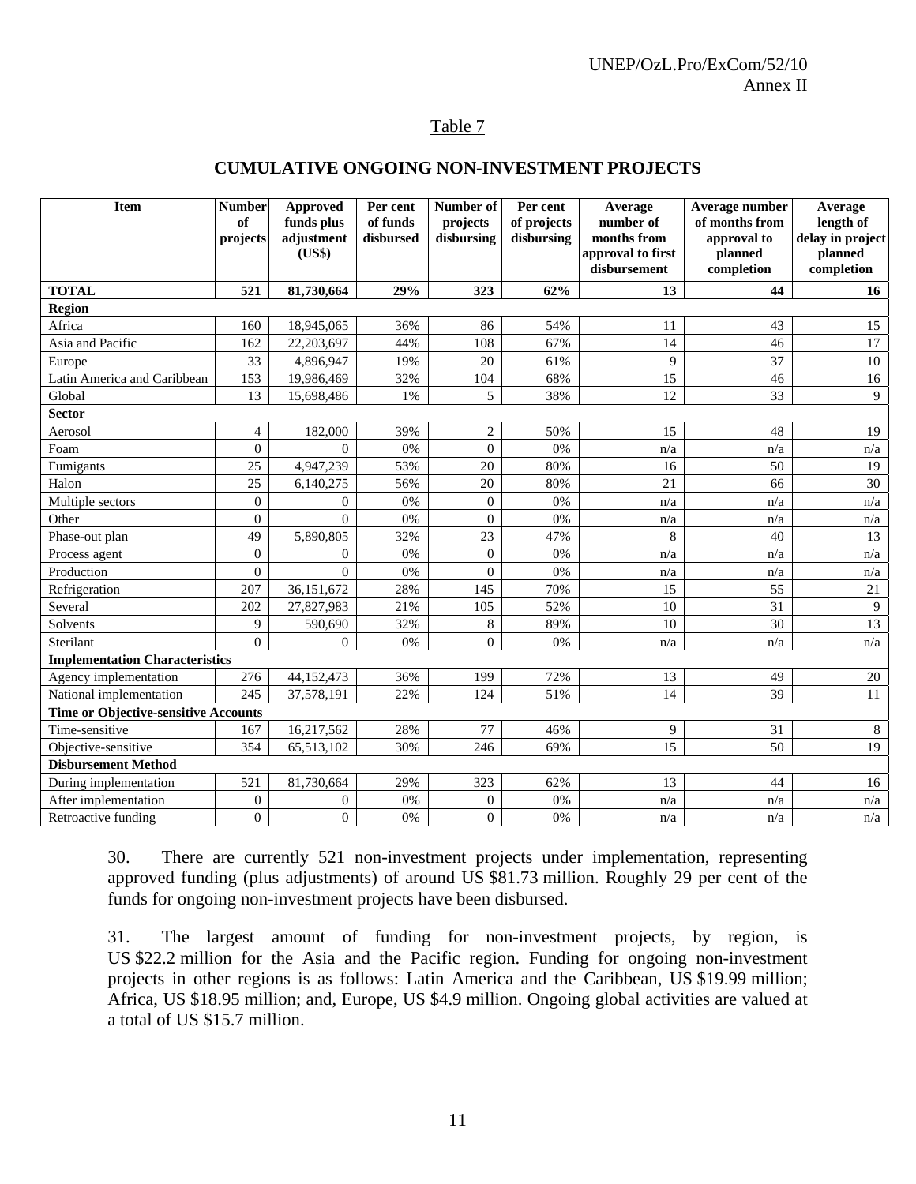Table 7

**CUMULATIVE ONGOING NON-INVESTMENT PROJECTS**

| Item | Number of projects | Approved funds plus adjustment (US$) | Per cent of funds disbursed | Number of projects disbursing | Per cent of projects disbursing | Average number of months from approval to first disbursement | Average number of months from approval to planned completion | Average length of delay in project planned completion |
|---|---|---|---|---|---|---|---|---|
| **TOTAL** | **521** | **81,730,664** | **29%** | **323** | **62%** | **13** | **44** | **16** |
| **Region** | | | | | | | | |
| Africa | 160 | 18,945,065 | 36% | 86 | 54% | 11 | 43 | 15 |
| Asia and Pacific | 162 | 22,203,697 | 44% | 108 | 67% | 14 | 46 | 17 |
| Europe | 33 | 4,896,947 | 19% | 20 | 61% | 9 | 37 | 10 |
| Latin America and Caribbean | 153 | 19,986,469 | 32% | 104 | 68% | 15 | 46 | 16 |
| Global | 13 | 15,698,486 | 1% | 5 | 38% | 12 | 33 | 9 |
| **Sector** | | | | | | | | |
| Aerosol | 4 | 182,000 | 39% | 2 | 50% | 15 | 48 | 19 |
| Foam | 0 | 0 | 0% | 0 | 0% | n/a | n/a | n/a |
| Fumigants | 25 | 4,947,239 | 53% | 20 | 80% | 16 | 50 | 19 |
| Halon | 25 | 6,140,275 | 56% | 20 | 80% | 21 | 66 | 30 |
| Multiple sectors | 0 | 0 | 0% | 0 | 0% | n/a | n/a | n/a |
| Other | 0 | 0 | 0% | 0 | 0% | n/a | n/a | n/a |
| Phase-out plan | 49 | 5,890,805 | 32% | 23 | 47% | 8 | 40 | 13 |
| Process agent | 0 | 0 | 0% | 0 | 0% | n/a | n/a | n/a |
| Production | 0 | 0 | 0% | 0 | 0% | n/a | n/a | n/a |
| Refrigeration | 207 | 36,151,672 | 28% | 145 | 70% | 15 | 55 | 21 |
| Several | 202 | 27,827,983 | 21% | 105 | 52% | 10 | 31 | 9 |
| Solvents | 9 | 590,690 | 32% | 8 | 89% | 10 | 30 | 13 |
| Sterilant | 0 | 0 | 0% | 0 | 0% | n/a | n/a | n/a |
| **Implementation Characteristics** | | | | | | | | |
| Agency implementation | 276 | 44,152,473 | 36% | 199 | 72% | 13 | 49 | 20 |
| National implementation | 245 | 37,578,191 | 22% | 124 | 51% | 14 | 39 | 11 |
| **Time or Objective-sensitive Accounts** | | | | | | | | |
| Time-sensitive | 167 | 16,217,562 | 28% | 77 | 46% | 9 | 31 | 8 |
| Objective-sensitive | 354 | 65,513,102 | 30% | 246 | 69% | 15 | 50 | 19 |
| **Disbursement Method** | | | | | | | | |
| During implementation | 521 | 81,730,664 | 29% | 323 | 62% | 13 | 44 | 16 |
| After implementation | 0 | 0 | 0% | 0 | 0% | n/a | n/a | n/a |
| Retroactive funding | 0 | 0 | 0% | 0 | 0% | n/a | n/a | n/a |

30. There are currently 521 non-investment projects under implementation, representing approved funding (plus adjustments) of around US $81.73 million. Roughly 29 per cent of the funds for ongoing non-investment projects have been disbursed.

31. The largest amount of funding for non-investment projects, by region, is US $22.2 million for the Asia and the Pacific region. Funding for ongoing non-investment projects in other regions is as follows: Latin America and the Caribbean, US $19.99 million; Africa, US $18.95 million; and, Europe, US $4.9 million. Ongoing global activities are valued at a total of US $15.7 million.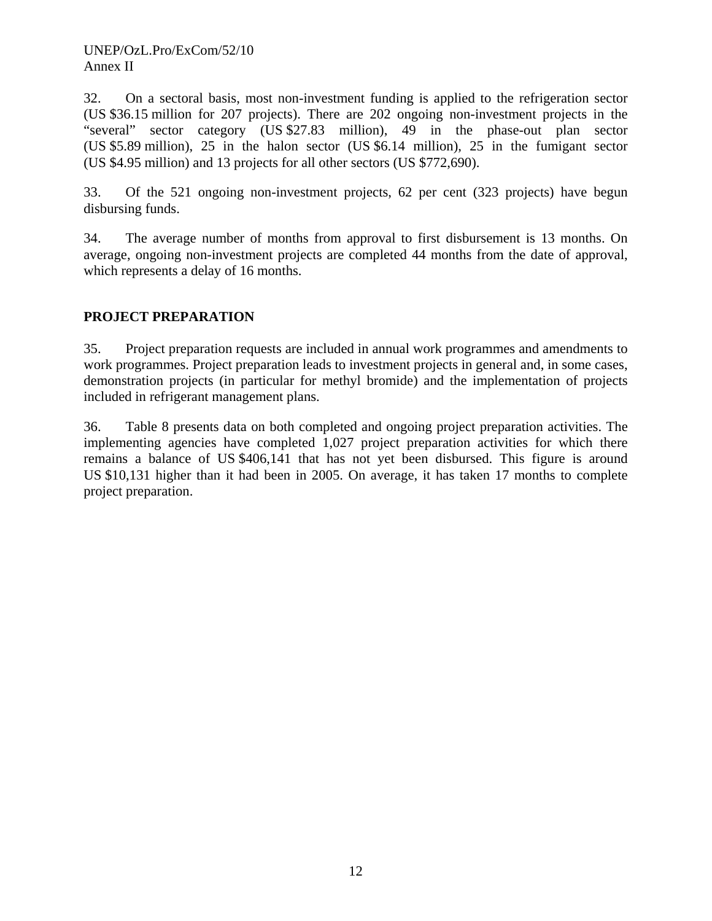32. On a sectoral basis, most non-investment funding is applied to the refrigeration sector (US $36.15 million for 207 projects). There are 202 ongoing non-investment projects in the "several" sector category (US $27.83 million), 49 in the phase-out plan sector (US $5.89 million), 25 in the halon sector (US $6.14 million), 25 in the fumigant sector (US $4.95 million) and 13 projects for all other sectors (US $772,690).

33. Of the 521 ongoing non-investment projects, 62 per cent (323 projects) have begun disbursing funds.

34. The average number of months from approval to first disbursement is 13 months. On average, ongoing non-investment projects are completed 44 months from the date of approval, which represents a delay of 16 months.

## PROJECT PREPARATION

35. Project preparation requests are included in annual work programmes and amendments to work programmes. Project preparation leads to investment projects in general and, in some cases, demonstration projects (in particular for methyl bromide) and the implementation of projects included in refrigerant management plans.

36. Table 8 presents data on both completed and ongoing project preparation activities. The implementing agencies have completed 1,027 project preparation activities for which there remains a balance of US $406,141 that has not yet been disbursed. This figure is around US $10,131 higher than it had been in 2005. On average, it has taken 17 months to complete project preparation.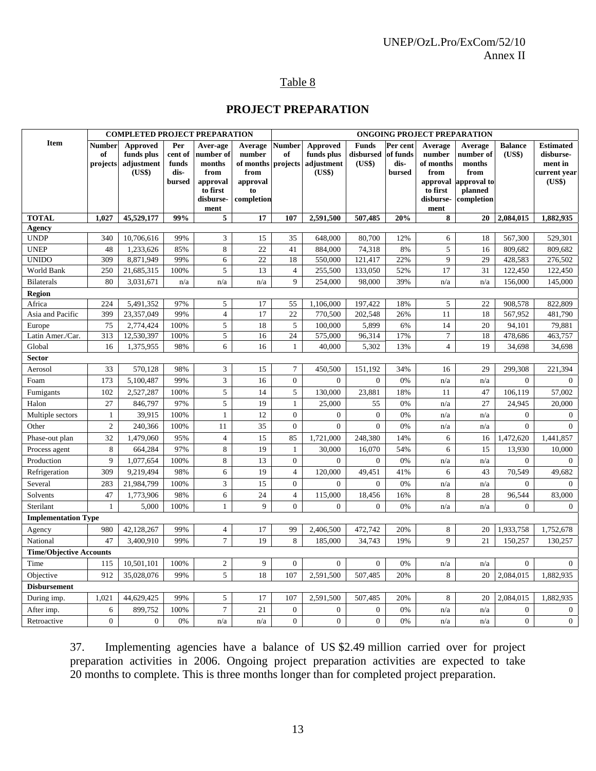Table 8

## PROJECT PREPARATION

| Item | COMPLETED PROJECT PREPARATION | | | | | ONGOING PROJECT PREPARATION | | | | | | | |
|---|---|---|---|---|---|---|---|---|---|---|---|---|---|
| | Number of projects | Approved funds plus adjustment (US$) | Per cent of funds dis-bursed | Aver-age number of months from approval to first disburse-ment | Average number of months from approval to completion | Number of projects | Approved funds plus adjustment (US$) | Funds disbursed (US$) | Per cent of funds dis-bursed | Average number of months from approval to first disburse-ment | Average number of months from approval to planned completion | Balance (US$) | Estimated disburse-ment in current year (US$) |
| **TOTAL** | **1,027** | **45,529,177** | **99%** | **5** | **17** | **107** | **2,591,500** | **507,485** | **20%** | **8** | **20** | **2,084,015** | **1,882,935** |
| **Agency** | | | | | | | | | | | | | |
| UNDP | 340 | 10,706,616 | 99% | 3 | 15 | 35 | 648,000 | 80,700 | 12% | 6 | 18 | 567,300 | 529,301 |
| UNEP | 48 | 1,233,626 | 85% | 8 | 22 | 41 | 884,000 | 74,318 | 8% | 5 | 16 | 809,682 | 809,682 |
| UNIDO | 309 | 8,871,949 | 99% | 6 | 22 | 18 | 550,000 | 121,417 | 22% | 9 | 29 | 428,583 | 276,502 |
| World Bank | 250 | 21,685,315 | 100% | 5 | 13 | 4 | 255,500 | 133,050 | 52% | 17 | 31 | 122,450 | 122,450 |
| Bilaterals | 80 | 3,031,671 | n/a | n/a | n/a | 9 | 254,000 | 98,000 | 39% | n/a | n/a | 156,000 | 145,000 |
| **Region** | | | | | | | | | | | | | |
| Africa | 224 | 5,491,352 | 97% | 5 | 17 | 55 | 1,106,000 | 197,422 | 18% | 5 | 22 | 908,578 | 822,809 |
| Asia and Pacific | 399 | 23,357,049 | 99% | 4 | 17 | 22 | 770,500 | 202,548 | 26% | 11 | 18 | 567,952 | 481,790 |
| Europe | 75 | 2,774,424 | 100% | 5 | 18 | 5 | 100,000 | 5,899 | 6% | 14 | 20 | 94,101 | 79,881 |
| Latin Amer./Car. | 313 | 12,530,397 | 100% | 5 | 16 | 24 | 575,000 | 96,314 | 17% | 7 | 18 | 478,686 | 463,757 |
| Global | 16 | 1,375,955 | 98% | 6 | 16 | 1 | 40,000 | 5,302 | 13% | 4 | 19 | 34,698 | 34,698 |
| **Sector** | | | | | | | | | | | | | |
| Aerosol | 33 | 570,128 | 98% | 3 | 15 | 7 | 450,500 | 151,192 | 34% | 16 | 29 | 299,308 | 221,394 |
| Foam | 173 | 5,100,487 | 99% | 3 | 16 | 0 | 0 | 0 | 0% | n/a | n/a | 0 | 0 |
| Fumigants | 102 | 2,527,287 | 100% | 5 | 14 | 5 | 130,000 | 23,881 | 18% | 11 | 47 | 106,119 | 57,002 |
| Halon | 27 | 846,797 | 97% | 5 | 19 | 1 | 25,000 | 55 | 0% | n/a | 27 | 24,945 | 20,000 |
| Multiple sectors | 1 | 39,915 | 100% | 1 | 12 | 0 | 0 | 0 | 0% | n/a | n/a | 0 | 0 |
| Other | 2 | 240,366 | 100% | 11 | 35 | 0 | 0 | 0 | 0% | n/a | n/a | 0 | 0 |
| Phase-out plan | 32 | 1,479,060 | 95% | 4 | 15 | 85 | 1,721,000 | 248,380 | 14% | 6 | 16 | 1,472,620 | 1,441,857 |
| Process agent | 8 | 664,284 | 97% | 8 | 19 | 1 | 30,000 | 16,070 | 54% | 6 | 15 | 13,930 | 10,000 |
| Production | 9 | 1,077,654 | 100% | 8 | 13 | 0 | 0 | 0 | 0% | n/a | n/a | 0 | 0 |
| Refrigeration | 309 | 9,219,494 | 98% | 6 | 19 | 4 | 120,000 | 49,451 | 41% | 6 | 43 | 70,549 | 49,682 |
| Several | 283 | 21,984,799 | 100% | 3 | 15 | 0 | 0 | 0 | 0% | n/a | n/a | 0 | 0 |
| Solvents | 47 | 1,773,906 | 98% | 6 | 24 | 4 | 115,000 | 18,456 | 16% | 8 | 28 | 96,544 | 83,000 |
| Sterilant | 1 | 5,000 | 100% | 1 | 9 | 0 | 0 | 0 | 0% | n/a | n/a | 0 | 0 |
| **Implementation Type** | | | | | | | | | | | | | |
| Agency | 980 | 42,128,267 | 99% | 4 | 17 | 99 | 2,406,500 | 472,742 | 20% | 8 | 20 | 1,933,758 | 1,752,678 |
| National | 47 | 3,400,910 | 99% | 7 | 19 | 8 | 185,000 | 34,743 | 19% | 9 | 21 | 150,257 | 130,257 |
| **Time/Objective Accounts** | | | | | | | | | | | | | |
| Time | 115 | 10,501,101 | 100% | 2 | 9 | 0 | 0 | 0 | 0% | n/a | n/a | 0 | 0 |
| Objective | 912 | 35,028,076 | 99% | 5 | 18 | 107 | 2,591,500 | 507,485 | 20% | 8 | 20 | 2,084,015 | 1,882,935 |
| **Disbursement** | | | | | | | | | | | | | |
| During imp. | 1,021 | 44,629,425 | 99% | 5 | 17 | 107 | 2,591,500 | 507,485 | 20% | 8 | 20 | 2,084,015 | 1,882,935 |
| After imp. | 6 | 899,752 | 100% | 7 | 21 | 0 | 0 | 0 | 0% | n/a | n/a | 0 | 0 |
| Retroactive | 0 | 0 | 0% | n/a | n/a | 0 | 0 | 0 | 0% | n/a | n/a | 0 | 0 |

37. Implementing agencies have a balance of US $2.49 million carried over for project preparation activities in 2006. Ongoing project preparation activities are expected to take 20 months to complete. This is three months longer than for completed project preparation.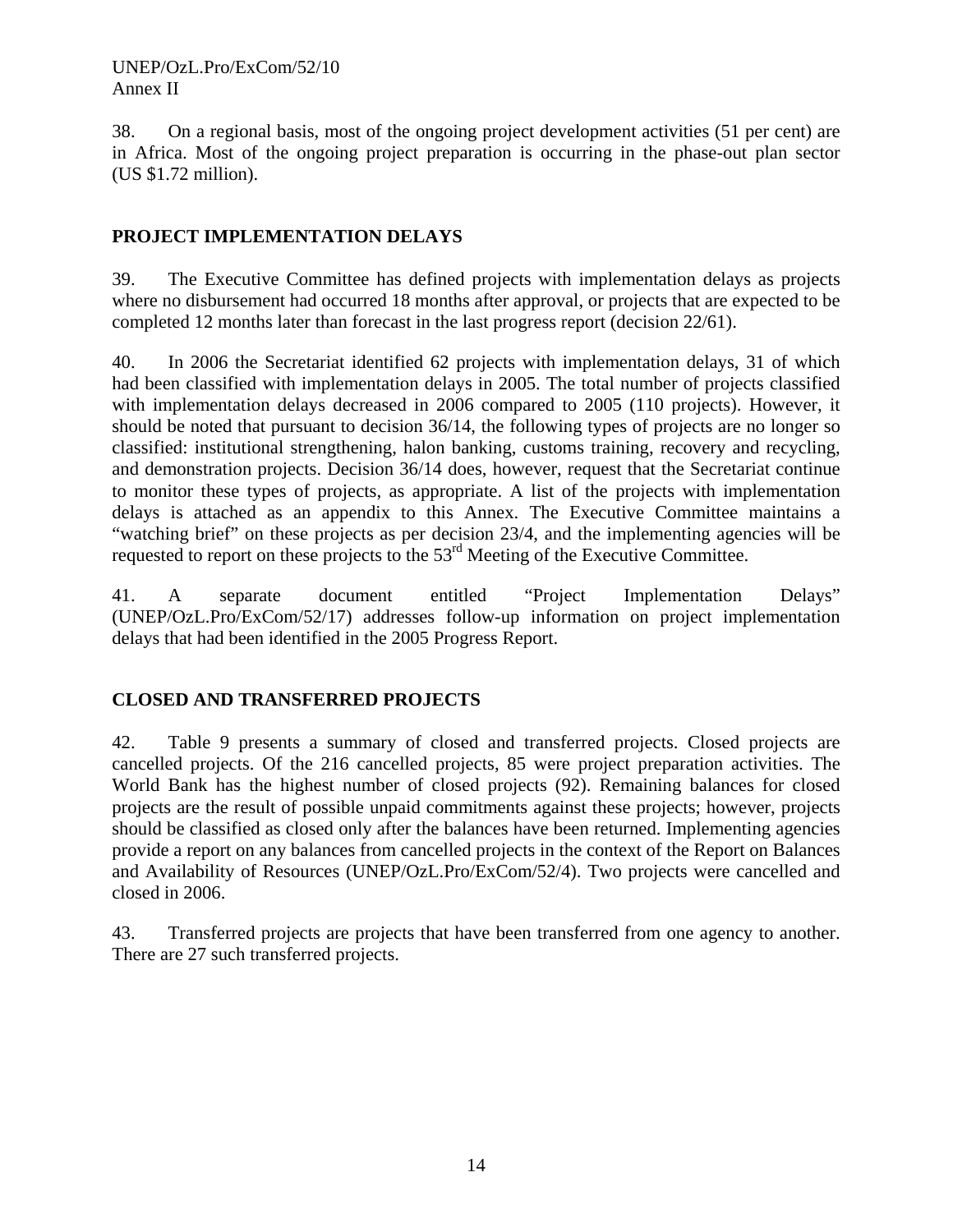38. On a regional basis, most of the ongoing project development activities (51 per cent) are in Africa. Most of the ongoing project preparation is occurring in the phase-out plan sector (US $1.72 million).

## PROJECT IMPLEMENTATION DELAYS

39. The Executive Committee has defined projects with implementation delays as projects where no disbursement had occurred 18 months after approval, or projects that are expected to be completed 12 months later than forecast in the last progress report (decision 22/61).

40. In 2006 the Secretariat identified 62 projects with implementation delays, 31 of which had been classified with implementation delays in 2005. The total number of projects classified with implementation delays decreased in 2006 compared to 2005 (110 projects). However, it should be noted that pursuant to decision 36/14, the following types of projects are no longer so classified: institutional strengthening, halon banking, customs training, recovery and recycling, and demonstration projects. Decision 36/14 does, however, request that the Secretariat continue to monitor these types of projects, as appropriate. A list of the projects with implementation delays is attached as an appendix to this Annex. The Executive Committee maintains a "watching brief" on these projects as per decision 23/4, and the implementing agencies will be requested to report on these projects to the 53rd Meeting of the Executive Committee.

41. A separate document entitled "Project Implementation Delays" (UNEP/OzL.Pro/ExCom/52/17) addresses follow-up information on project implementation delays that had been identified in the 2005 Progress Report.

## CLOSED AND TRANSFERRED PROJECTS

42. Table 9 presents a summary of closed and transferred projects. Closed projects are cancelled projects. Of the 216 cancelled projects, 85 were project preparation activities. The World Bank has the highest number of closed projects (92). Remaining balances for closed projects are the result of possible unpaid commitments against these projects; however, projects should be classified as closed only after the balances have been returned. Implementing agencies provide a report on any balances from cancelled projects in the context of the Report on Balances and Availability of Resources (UNEP/OzL.Pro/ExCom/52/4). Two projects were cancelled and closed in 2006.

43. Transferred projects are projects that have been transferred from one agency to another. There are 27 such transferred projects.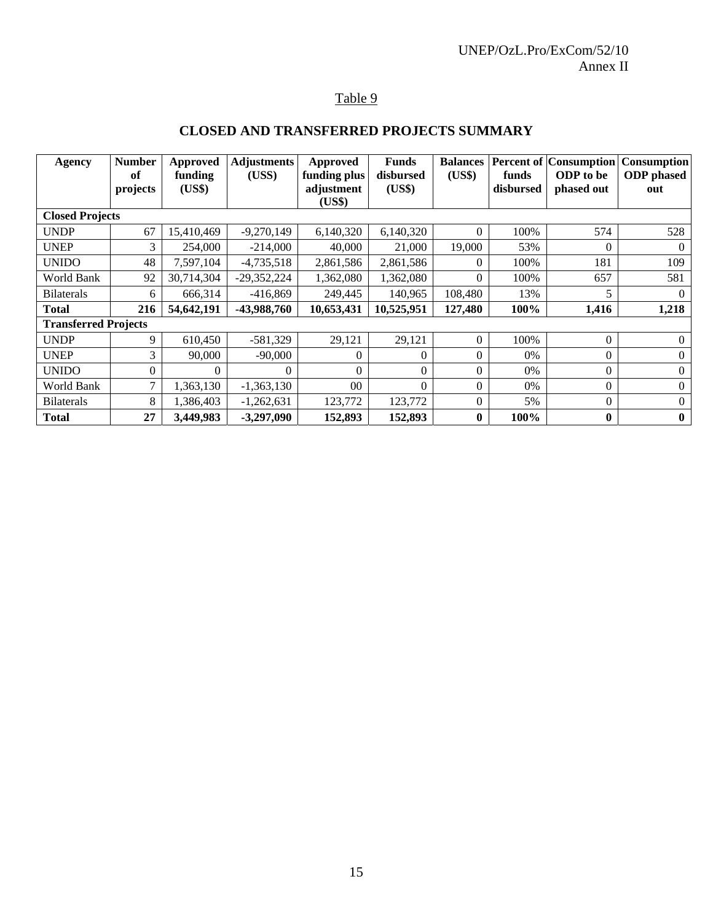Table 9

## CLOSED AND TRANSFERRED PROJECTS SUMMARY

| Agency | Number of projects | Approved funding (US$) | Adjustments (US$) | Approved funding plus adjustment (US$) | Funds disbursed (US$) | Balances (US$) | Percent of funds disbursed | Consumption ODP to be phased out | Consumption ODP phased out |
|---|---|---|---|---|---|---|---|---|---|
| **Closed Projects** | | | | | | | | | |
| UNDP | 67 | 15,410,469 | -9,270,149 | 6,140,320 | 6,140,320 | 0 | 100% | 574 | 528 |
| UNEP | 3 | 254,000 | -214,000 | 40,000 | 21,000 | 19,000 | 53% | 0 | 0 |
| UNIDO | 48 | 7,597,104 | -4,735,518 | 2,861,586 | 2,861,586 | 0 | 100% | 181 | 109 |
| World Bank | 92 | 30,714,304 | -29,352,224 | 1,362,080 | 1,362,080 | 0 | 100% | 657 | 581 |
| Bilaterals | 6 | 666,314 | -416,869 | 249,445 | 140,965 | 108,480 | 13% | 5 | 0 |
| **Total** | **216** | **54,642,191** | **-43,988,760** | **10,653,431** | **10,525,951** | **127,480** | **100%** | **1,416** | **1,218** |
| **Transferred Projects** | | | | | | | | | |
| UNDP | 9 | 610,450 | -581,329 | 29,121 | 29,121 | 0 | 100% | 0 | 0 |
| UNEP | 3 | 90,000 | -90,000 | 0 | 0 | 0 | 0% | 0 | 0 |
| UNIDO | 0 | 0 | 0 | 0 | 0 | 0 | 0% | 0 | 0 |
| World Bank | 7 | 1,363,130 | -1,363,130 | 00 | 0 | 0 | 0% | 0 | 0 |
| Bilaterals | 8 | 1,386,403 | -1,262,631 | 123,772 | 123,772 | 0 | 5% | 0 | 0 |
| **Total** | **27** | **3,449,983** | **-3,297,090** | **152,893** | **152,893** | **0** | **100%** | **0** | **0** |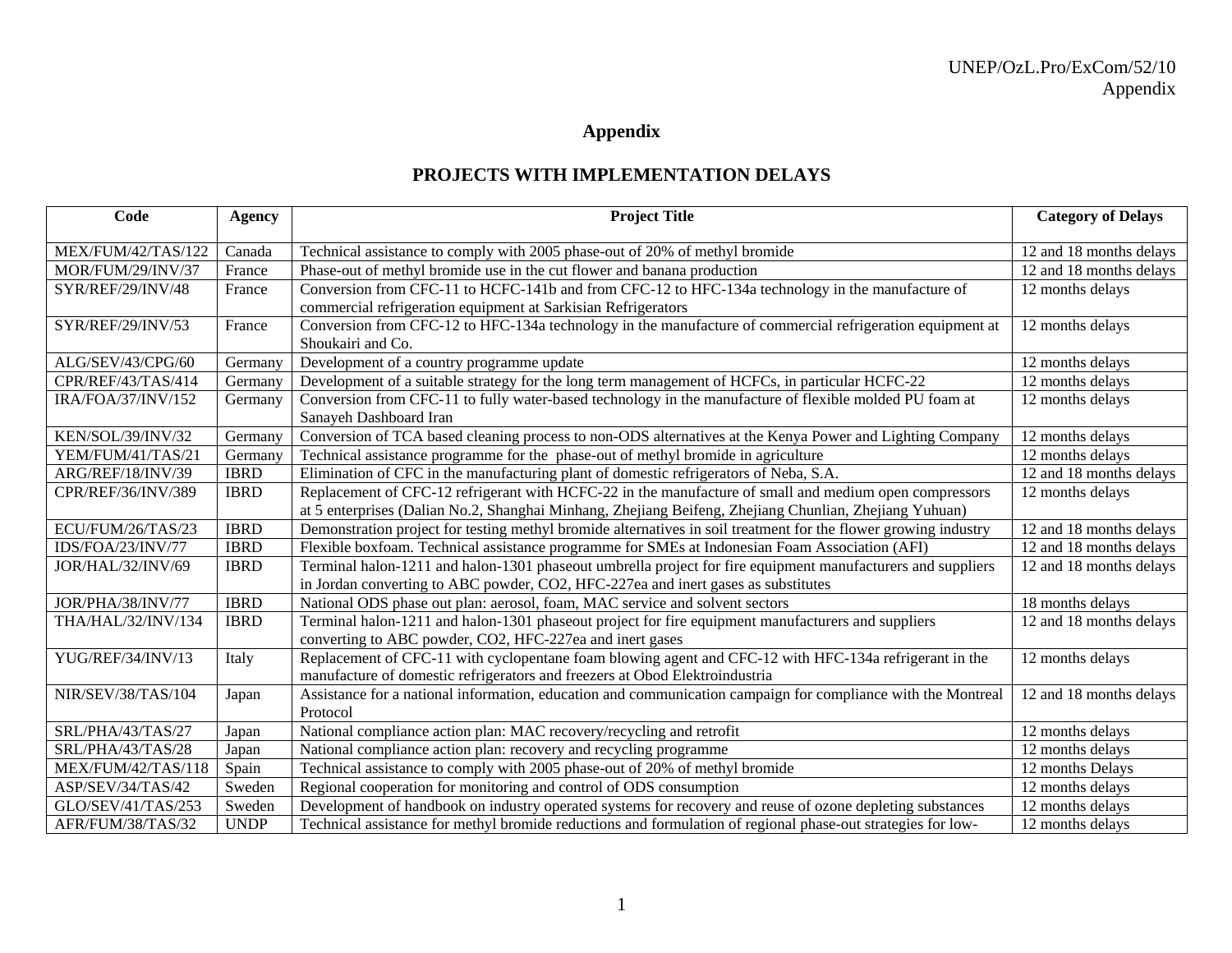# Appendix

## PROJECTS WITH IMPLEMENTATION DELAYS

| Code | Agency | Project Title | Category of Delays |
|---|---|---|---|
| MEX/FUM/42/TAS/122 | Canada | Technical assistance to comply with 2005 phase-out of 20% of methyl bromide | 12 and 18 months delays |
| MOR/FUM/29/INV/37 | France | Phase-out of methyl bromide use in the cut flower and banana production | 12 and 18 months delays |
| SYR/REF/29/INV/48 | France | Conversion from CFC-11 to HCFC-141b and from CFC-12 to HFC-134a technology in the manufacture of commercial refrigeration equipment at Sarkisian Refrigerators | 12 months delays |
| SYR/REF/29/INV/53 | France | Conversion from CFC-12 to HFC-134a technology in the manufacture of commercial refrigeration equipment at Shoukairi and Co. | 12 months delays |
| ALG/SEV/43/CPG/60 | Germany | Development of a country programme update | 12 months delays |
| CPR/REF/43/TAS/414 | Germany | Development of a suitable strategy for the long term management of HCFCs, in particular HCFC-22 | 12 months delays |
| IRA/FOA/37/INV/152 | Germany | Conversion from CFC-11 to fully water-based technology in the manufacture of flexible molded PU foam at Sanayeh Dashboard Iran | 12 months delays |
| KEN/SOL/39/INV/32 | Germany | Conversion of TCA based cleaning process to non-ODS alternatives at the Kenya Power and Lighting Company | 12 months delays |
| YEM/FUM/41/TAS/21 | Germany | Technical assistance programme for the phase-out of methyl bromide in agriculture | 12 months delays |
| ARG/REF/18/INV/39 | IBRD | Elimination of CFC in the manufacturing plant of domestic refrigerators of Neba, S.A. | 12 and 18 months delays |
| CPR/REF/36/INV/389 | IBRD | Replacement of CFC-12 refrigerant with HCFC-22 in the manufacture of small and medium open compressors at 5 enterprises (Dalian No.2, Shanghai Minhang, Zhejiang Beifeng, Zhejiang Chunlian, Zhejiang Yuhuan) | 12 months delays |
| ECU/FUM/26/TAS/23 | IBRD | Demonstration project for testing methyl bromide alternatives in soil treatment for the flower growing industry | 12 and 18 months delays |
| IDS/FOA/23/INV/77 | IBRD | Flexible boxfoam. Technical assistance programme for SMEs at Indonesian Foam Association (AFI) | 12 and 18 months delays |
| JOR/HAL/32/INV/69 | IBRD | Terminal halon-1211 and halon-1301 phaseout umbrella project for fire equipment manufacturers and suppliers in Jordan converting to ABC powder, CO2, HFC-227ea and inert gases as substitutes | 12 and 18 months delays |
| JOR/PHA/38/INV/77 | IBRD | National ODS phase out plan: aerosol, foam, MAC service and solvent sectors | 18 months delays |
| THA/HAL/32/INV/134 | IBRD | Terminal halon-1211 and halon-1301 phaseout project for fire equipment manufacturers and suppliers converting to ABC powder, CO2, HFC-227ea and inert gases | 12 and 18 months delays |
| YUG/REF/34/INV/13 | Italy | Replacement of CFC-11 with cyclopentane foam blowing agent and CFC-12 with HFC-134a refrigerant in the manufacture of domestic refrigerators and freezers at Obod Elektroindustria | 12 months delays |
| NIR/SEV/38/TAS/104 | Japan | Assistance for a national information, education and communication campaign for compliance with the Montreal Protocol | 12 and 18 months delays |
| SRL/PHA/43/TAS/27 | Japan | National compliance action plan: MAC recovery/recycling and retrofit | 12 months delays |
| SRL/PHA/43/TAS/28 | Japan | National compliance action plan: recovery and recycling programme | 12 months delays |
| MEX/FUM/42/TAS/118 | Spain | Technical assistance to comply with 2005 phase-out of 20% of methyl bromide | 12 months Delays |
| ASP/SEV/34/TAS/42 | Sweden | Regional cooperation for monitoring and control of ODS consumption | 12 months delays |
| GLO/SEV/41/TAS/253 | Sweden | Development of handbook on industry operated systems for recovery and reuse of ozone depleting substances | 12 months delays |
| AFR/FUM/38/TAS/32 | UNDP | Technical assistance for methyl bromide reductions and formulation of regional phase-out strategies for low- | 12 months delays |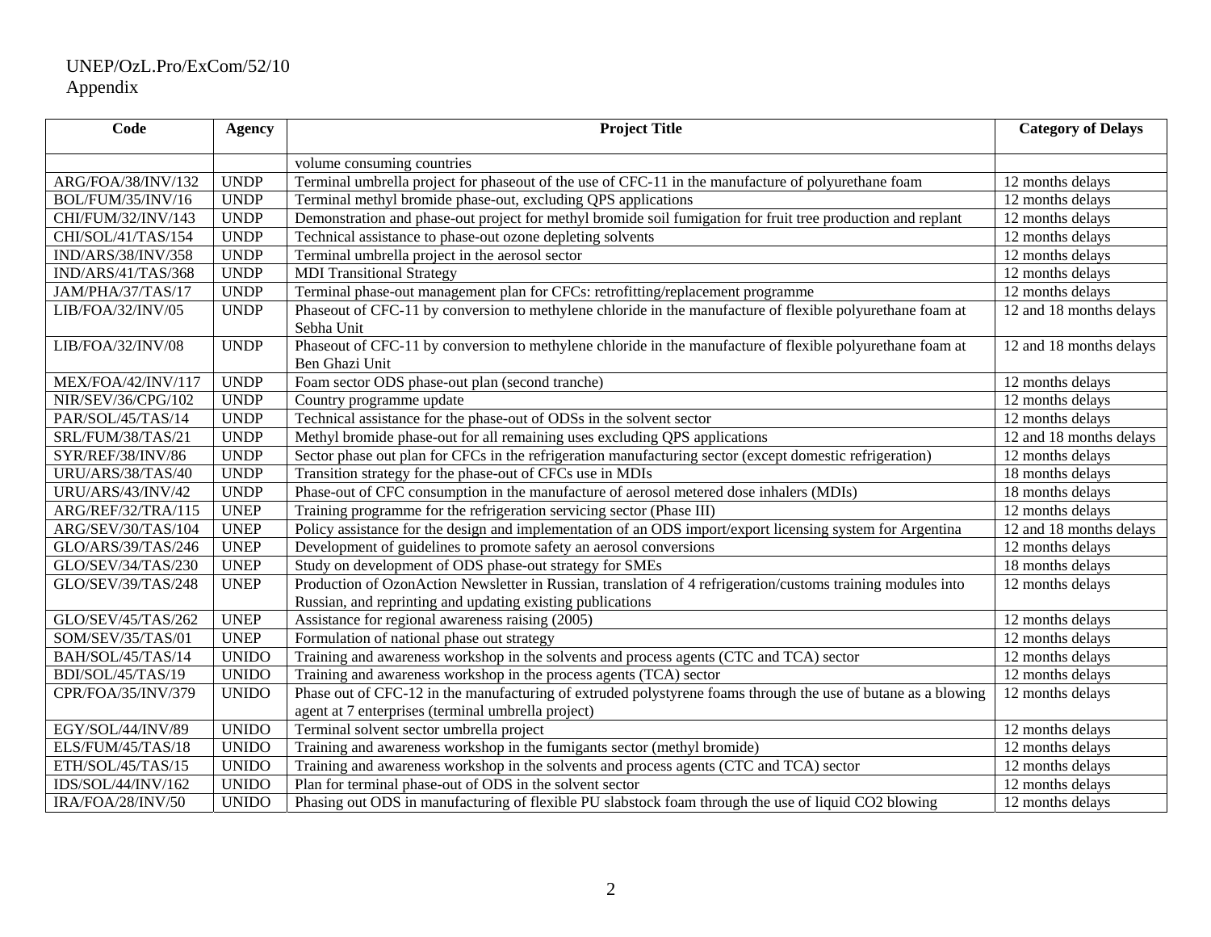| Code | Agency | Project Title | Category of Delays |
| --- | --- | --- | --- |
| | | volume consuming countries | |
| ARG/FOA/38/INV/132 | UNDP | Terminal umbrella project for phaseout of the use of CFC-11 in the manufacture of polyurethane foam | 12 months delays |
| BOL/FUM/35/INV/16 | UNDP | Terminal methyl bromide phase-out, excluding QPS applications | 12 months delays |
| CHI/FUM/32/INV/143 | UNDP | Demonstration and phase-out project for methyl bromide soil fumigation for fruit tree production and replant | 12 months delays |
| CHI/SOL/41/TAS/154 | UNDP | Technical assistance to phase-out ozone depleting solvents | 12 months delays |
| IND/ARS/38/INV/358 | UNDP | Terminal umbrella project in the aerosol sector | 12 months delays |
| IND/ARS/41/TAS/368 | UNDP | MDI Transitional Strategy | 12 months delays |
| JAM/PHA/37/TAS/17 | UNDP | Terminal phase-out management plan for CFCs: retrofitting/replacement programme | 12 months delays |
| LIB/FOA/32/INV/05 | UNDP | Phaseout of CFC-11 by conversion to methylene chloride in the manufacture of flexible polyurethane foam at Sebha Unit | 12 and 18 months delays |
| LIB/FOA/32/INV/08 | UNDP | Phaseout of CFC-11 by conversion to methylene chloride in the manufacture of flexible polyurethane foam at Ben Ghazi Unit | 12 and 18 months delays |
| MEX/FOA/42/INV/117 | UNDP | Foam sector ODS phase-out plan (second tranche) | 12 months delays |
| NIR/SEV/36/CPG/102 | UNDP | Country programme update | 12 months delays |
| PAR/SOL/45/TAS/14 | UNDP | Technical assistance for the phase-out of ODSs in the solvent sector | 12 months delays |
| SRL/FUM/38/TAS/21 | UNDP | Methyl bromide phase-out for all remaining uses excluding QPS applications | 12 and 18 months delays |
| SYR/REF/38/INV/86 | UNDP | Sector phase out plan for CFCs in the refrigeration manufacturing sector (except domestic refrigeration) | 12 months delays |
| URU/ARS/38/TAS/40 | UNDP | Transition strategy for the phase-out of CFCs use in MDIs | 18 months delays |
| URU/ARS/43/INV/42 | UNDP | Phase-out of CFC consumption in the manufacture of aerosol metered dose inhalers (MDIs) | 18 months delays |
| ARG/REF/32/TRA/115 | UNEP | Training programme for the refrigeration servicing sector (Phase III) | 12 months delays |
| ARG/SEV/30/TAS/104 | UNEP | Policy assistance for the design and implementation of an ODS import/export licensing system for Argentina | 12 and 18 months delays |
| GLO/ARS/39/TAS/246 | UNEP | Development of guidelines to promote safety an aerosol conversions | 12 months delays |
| GLO/SEV/34/TAS/230 | UNEP | Study on development of ODS phase-out strategy for SMEs | 18 months delays |
| GLO/SEV/39/TAS/248 | UNEP | Production of OzonAction Newsletter in Russian, translation of 4 refrigeration/customs training modules into Russian, and reprinting and updating existing publications | 12 months delays |
| GLO/SEV/45/TAS/262 | UNEP | Assistance for regional awareness raising (2005) | 12 months delays |
| SOM/SEV/35/TAS/01 | UNEP | Formulation of national phase out strategy | 12 months delays |
| BAH/SOL/45/TAS/14 | UNIDO | Training and awareness workshop in the solvents and process agents (CTC and TCA) sector | 12 months delays |
| BDI/SOL/45/TAS/19 | UNIDO | Training and awareness workshop in the process agents (TCA) sector | 12 months delays |
| CPR/FOA/35/INV/379 | UNIDO | Phase out of CFC-12 in the manufacturing of extruded polystyrene foams through the use of butane as a blowing agent at 7 enterprises (terminal umbrella project) | 12 months delays |
| EGY/SOL/44/INV/89 | UNIDO | Terminal solvent sector umbrella project | 12 months delays |
| ELS/FUM/45/TAS/18 | UNIDO | Training and awareness workshop in the fumigants sector (methyl bromide) | 12 months delays |
| ETH/SOL/45/TAS/15 | UNIDO | Training and awareness workshop in the solvents and process agents (CTC and TCA) sector | 12 months delays |
| IDS/SOL/44/INV/162 | UNIDO | Plan for terminal phase-out of ODS in the solvent sector | 12 months delays |
| IRA/FOA/28/INV/50 | UNIDO | Phasing out ODS in manufacturing of flexible PU slabstock foam through the use of liquid CO2 blowing | 12 months delays |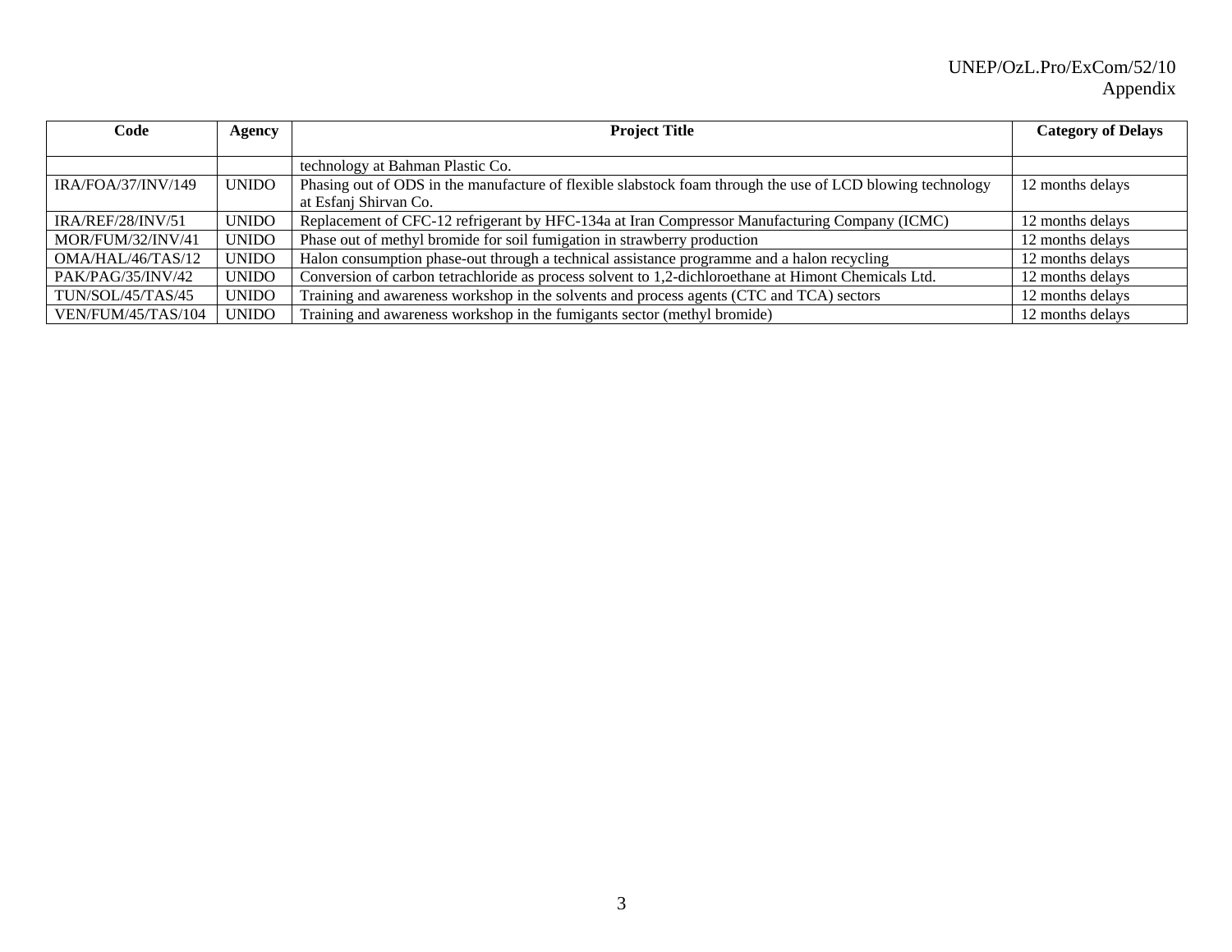| Code | Agency | Project Title | Category of Delays |
|---|---|---|---|
| | | technology at Bahman Plastic Co. | |
| IRA/FOA/37/INV/149 | UNIDO | Phasing out of ODS in the manufacture of flexible slabstock foam through the use of LCD blowing technology at Esfanj Shirvan Co. | 12 months delays |
| IRA/REF/28/INV/51 | UNIDO | Replacement of CFC-12 refrigerant by HFC-134a at Iran Compressor Manufacturing Company (ICMC) | 12 months delays |
| MOR/FUM/32/INV/41 | UNIDO | Phase out of methyl bromide for soil fumigation in strawberry production | 12 months delays |
| OMA/HAL/46/TAS/12 | UNIDO | Halon consumption phase-out through a technical assistance programme and a halon recycling | 12 months delays |
| PAK/PAG/35/INV/42 | UNIDO | Conversion of carbon tetrachloride as process solvent to 1,2-dichloroethane at Himont Chemicals Ltd. | 12 months delays |
| TUN/SOL/45/TAS/45 | UNIDO | Training and awareness workshop in the solvents and process agents (CTC and TCA) sectors | 12 months delays |
| VEN/FUM/45/TAS/104 | UNIDO | Training and awareness workshop in the fumigants sector (methyl bromide) | 12 months delays |